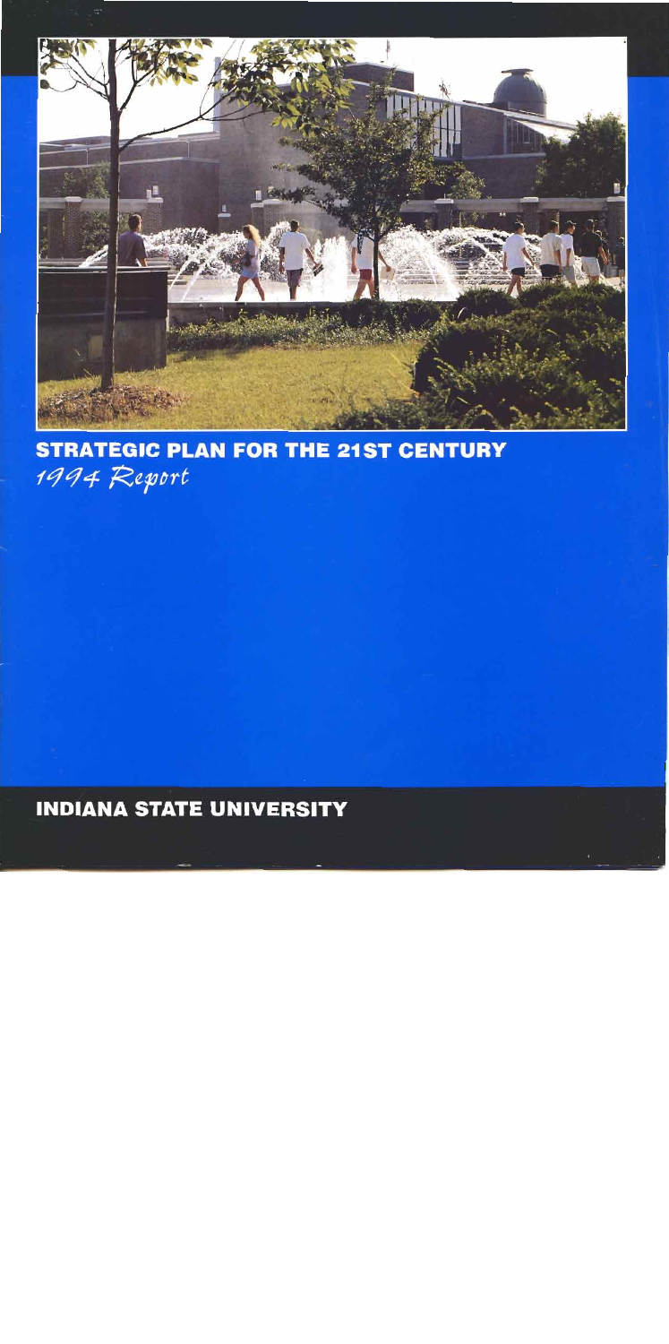# STRATEGIC PLAN FOR THE 21ST CENTURY

*1994 Report*

**INDIANA STATE UNIVERSITY**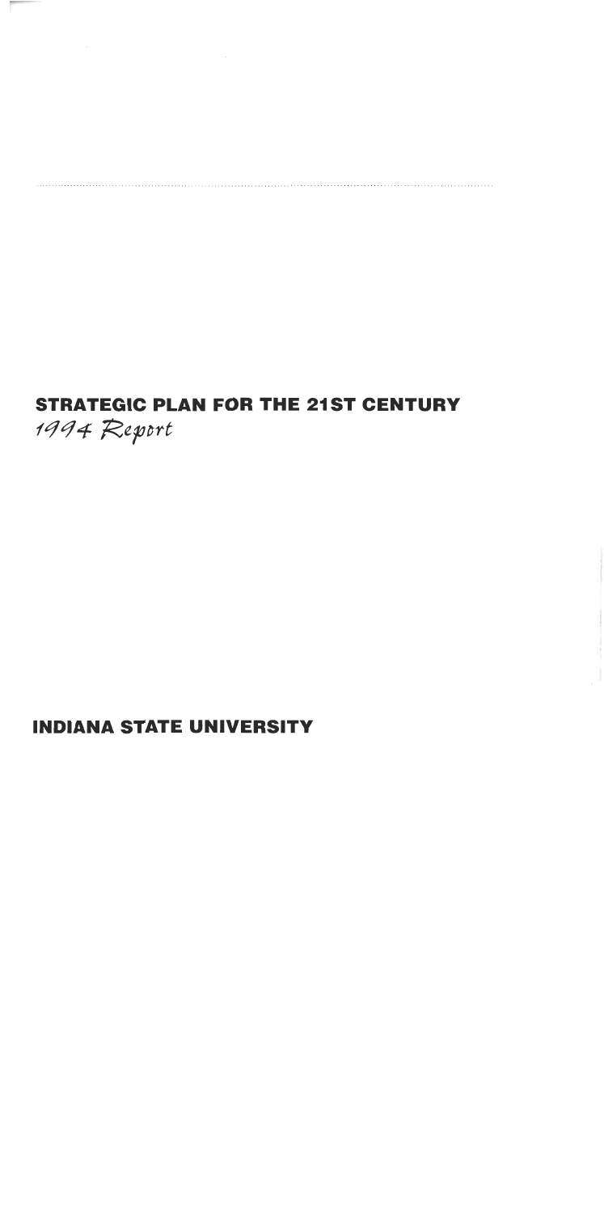# STRATEGIC PLAN FOR THE 21ST CENTURY

*1994 Report*

**INDIANA STATE UNIVERSITY**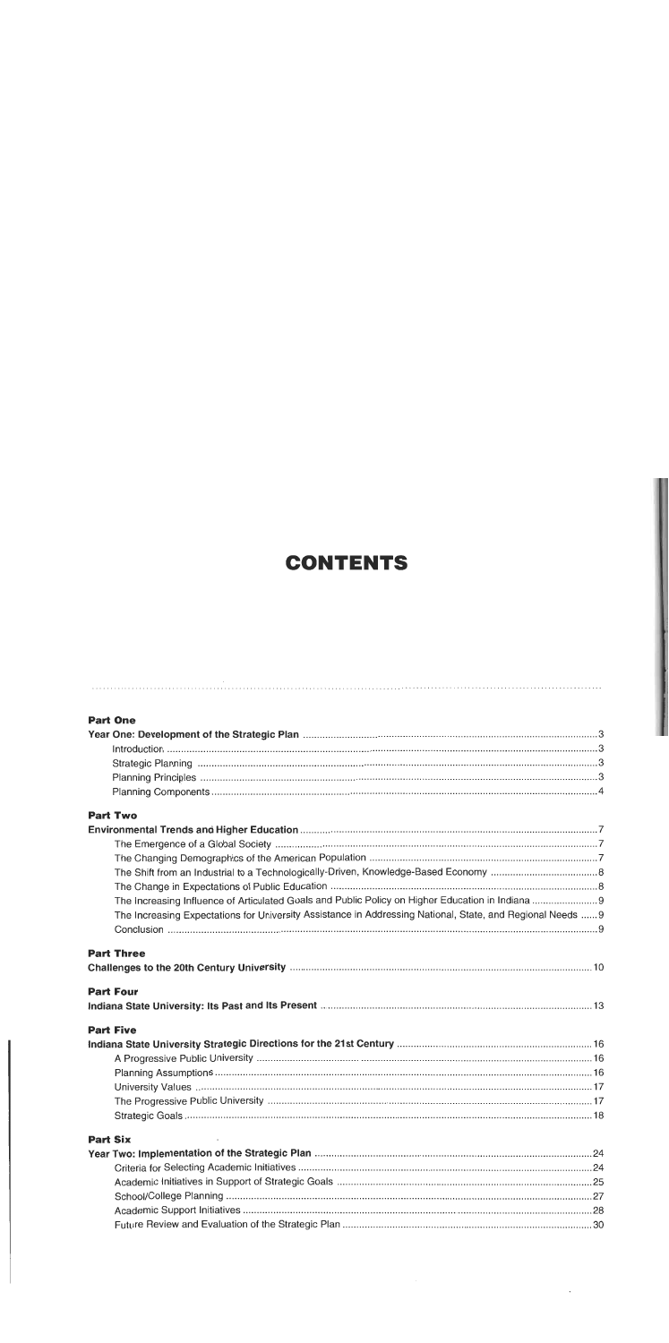# CONTENTS

**Part One**

| | |
|---|---|
| **Year One: Development of the Strategic Plan** | 3 |
| Introduction | 3 |
| Strategic Planning | 3 |
| Planning Principles | 3 |
| Planning Components | 4 |

**Part Two**

| | |
|---|---|
| **Environmental Trends and Higher Education** | 7 |
| The Emergence of a Global Society | 7 |
| The Changing Demographics of the American Population | 7 |
| The Shift from an Industrial to a Technologically-Driven, Knowledge-Based Economy | 8 |
| The Change in Expectations of Public Education | 8 |
| The Increasing Influence of Articulated Goals and Public Policy on Higher Education in Indiana | 9 |
| The Increasing Expectations for University Assistance in Addressing National, State, and Regional Needs | 9 |
| Conclusion | 9 |

**Part Three**

| | |
|---|---|
| **Challenges to the 20th Century University** | 10 |

**Part Four**

| | |
|---|---|
| **Indiana State University: Its Past and Its Present** | 13 |

**Part Five**

| | |
|---|---|
| **Indiana State University Strategic Directions for the 21st Century** | 16 |
| A Progressive Public University | 16 |
| Planning Assumptions | 16 |
| University Values | 17 |
| The Progressive Public University | 17 |
| Strategic Goals | 18 |

**Part Six**

| | |
|---|---|
| **Year Two: Implementation of the Strategic Plan** | 24 |
| Criteria for Selecting Academic Initiatives | 24 |
| Academic Initiatives in Support of Strategic Goals | 25 |
| School/College Planning | 27 |
| Academic Support Initiatives | 28 |
| Future Review and Evaluation of the Strategic Plan | 30 |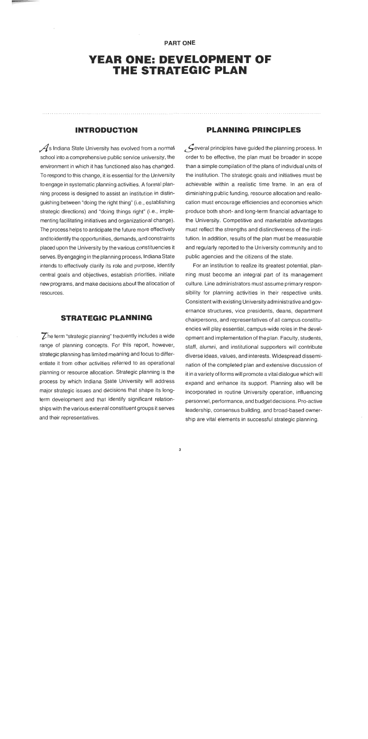PART ONE

# YEAR ONE: DEVELOPMENT OF THE STRATEGIC PLAN

## INTRODUCTION

As Indiana State University has evolved from a normal school into a comprehensive public service university, the environment in which it has functioned also has changed. To respond to this change, it is essential for the University to engage in systematic planning activities. A formal planning process is designed to assist an institution in distinguishing between "doing the right thing" (i.e., establishing strategic directions) and "doing things right" (i.e., implementing facilitating initiatives and organizational change). The process helps to anticipate the future more effectively and to identify the opportunities, demands, and constraints placed upon the University by the various constituencies it serves. By engaging in the planning process, Indiana State intends to effectively clarify its role and purpose, identify central goals and objectives, establish priorities, initiate new programs, and make decisions about the allocation of resources.

## STRATEGIC PLANNING

The term "strategic planning" frequently includes a wide range of planning concepts. For this report, however, strategic planning has limited meaning and focus to differentiate it from other activities referred to as operational planning or resource allocation. Strategic planning is the process by which Indiana State University will address major strategic issues and decisions that shape its long-term development and that identify significant relationships with the various external constituent groups it serves and their representatives.

## PLANNING PRINCIPLES

Several principles have guided the planning process. In order to be effective, the plan must be broader in scope than a simple compilation of the plans of individual units of the institution. The strategic goals and initiatives must be achievable within a realistic time frame. In an era of diminishing public funding, resource allocation and reallocation must encourage efficiencies and economies which produce both short- and long-term financial advantage to the University. Competitive and marketable advantages must reflect the strengths and distinctiveness of the institution. In addition, results of the plan must be measurable and regularly reported to the University community and to public agencies and the citizens of the state.

For an institution to realize its greatest potential, planning must become an integral part of its management culture. Line administrators must assume primary responsibility for planning activities in their respective units. Consistent with existing University administrative and governance structures, vice presidents, deans, department chairpersons, and representatives of all campus constituencies will play essential, campus-wide roles in the development and implementation of the plan. Faculty, students, staff, alumni, and institutional supporters will contribute diverse ideas, values, and interests. Widespread dissemination of the completed plan and extensive discussion of it in a variety of forms will promote a vital dialogue which will expand and enhance its support. Planning also will be incorporated in routine University operation, influencing personnel, performance, and budget decisions. Pro-active leadership, consensus building, and broad-based ownership are vital elements in successful strategic planning.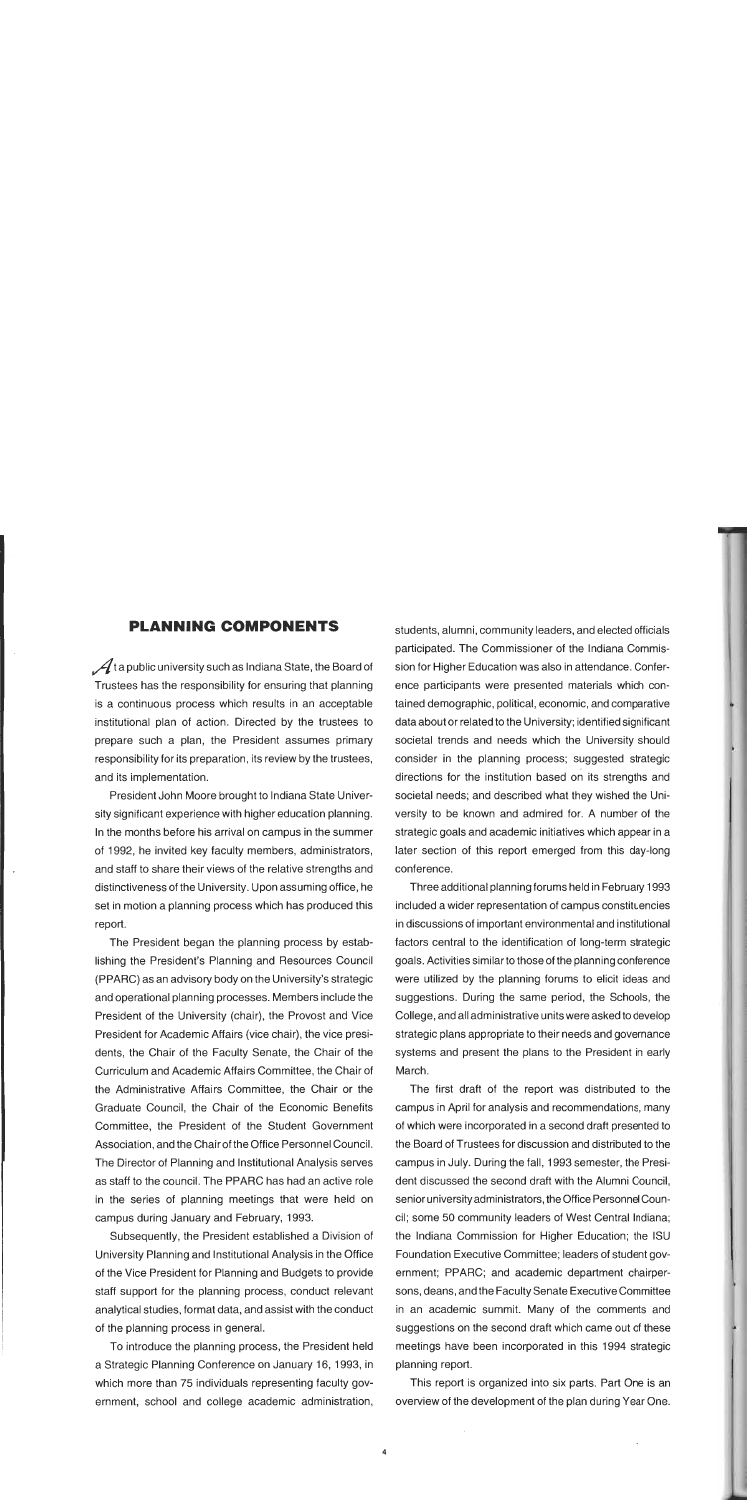## PLANNING COMPONENTS

At a public university such as Indiana State, the Board of Trustees has the responsibility for ensuring that planning is a continuous process which results in an acceptable institutional plan of action. Directed by the trustees to prepare such a plan, the President assumes primary responsibility for its preparation, its review by the trustees, and its implementation.

President John Moore brought to Indiana State University significant experience with higher education planning. In the months before his arrival on campus in the summer of 1992, he invited key faculty members, administrators, and staff to share their views of the relative strengths and distinctiveness of the University. Upon assuming office, he set in motion a planning process which has produced this report.

The President began the planning process by establishing the President's Planning and Resources Council (PPARC) as an advisory body on the University's strategic and operational planning processes. Members include the President of the University (chair), the Provost and Vice President for Academic Affairs (vice chair), the vice presidents, the Chair of the Faculty Senate, the Chair of the Curriculum and Academic Affairs Committee, the Chair of the Administrative Affairs Committee, the Chair or the Graduate Council, the Chair of the Economic Benefits Committee, the President of the Student Government Association, and the Chair of the Office Personnel Council. The Director of Planning and Institutional Analysis serves as staff to the council. The PPARC has had an active role in the series of planning meetings that were held on campus during January and February, 1993.

Subsequently, the President established a Division of University Planning and Institutional Analysis in the Office of the Vice President for Planning and Budgets to provide staff support for the planning process, conduct relevant analytical studies, format data, and assist with the conduct of the planning process in general.

To introduce the planning process, the President held a Strategic Planning Conference on January 16, 1993, in which more than 75 individuals representing faculty government, school and college academic administration, students, alumni, community leaders, and elected officials participated. The Commissioner of the Indiana Commission for Higher Education was also in attendance. Conference participants were presented materials which contained demographic, political, economic, and comparative data about or related to the University; identified significant societal trends and needs which the University should consider in the planning process; suggested strategic directions for the institution based on its strengths and societal needs; and described what they wished the University to be known and admired for. A number of the strategic goals and academic initiatives which appear in a later section of this report emerged from this day-long conference.

Three additional planning forums held in February 1993 included a wider representation of campus constituencies in discussions of important environmental and institutional factors central to the identification of long-term strategic goals. Activities similar to those of the planning conference were utilized by the planning forums to elicit ideas and suggestions. During the same period, the Schools, the College, and all administrative units were asked to develop strategic plans appropriate to their needs and governance systems and present the plans to the President in early March.

The first draft of the report was distributed to the campus in April for analysis and recommendations, many of which were incorporated in a second draft presented to the Board of Trustees for discussion and distributed to the campus in July. During the fall, 1993 semester, the President discussed the second draft with the Alumni Council, senior university administrators, the Office Personnel Council; some 50 community leaders of West Central Indiana; the Indiana Commission for Higher Education; the ISU Foundation Executive Committee; leaders of student government; PPARC; and academic department chairpersons, deans, and the Faculty Senate Executive Committee in an academic summit. Many of the comments and suggestions on the second draft which came out of these meetings have been incorporated in this 1994 strategic planning report.

This report is organized into six parts. Part One is an overview of the development of the plan during Year One.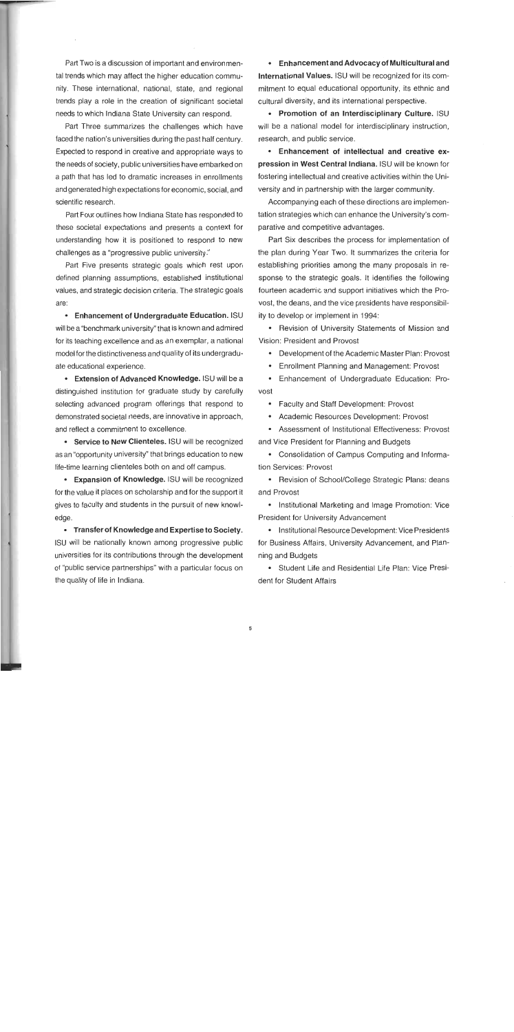Part Two is a discussion of important and environmental trends which may affect the higher education community. These international, national, state, and regional trends play a role in the creation of significant societal needs to which Indiana State University can respond.

Part Three summarizes the challenges which have faced the nation's universities during the past half century. Expected to respond in creative and appropriate ways to the needs of society, public universities have embarked on a path that has led to dramatic increases in enrollments and generated high expectations for economic, social, and scientific research.

Part Four outlines how Indiana State has responded to these societal expectations and presents a context for understanding how it is positioned to respond to new challenges as a "progressive public university."

Part Five presents strategic goals which rest upon defined planning assumptions, established institutional values, and strategic decision criteria. The strategic goals are:

- **Enhancement of Undergraduate Education.** ISU will be a "benchmark university" that is known and admired for its teaching excellence and as an exemplar, a national model for the distinctiveness and quality of its undergraduate educational experience.
- **Extension of Advanced Knowledge.** ISU will be a distinguished institution for graduate study by carefully selecting advanced program offerings that respond to demonstrated societal needs, are innovative in approach, and reflect a commitment to excellence.
- **Service to New Clienteles.** ISU will be recognized as an "opportunity university" that brings education to new life-time learning clienteles both on and off campus.
- **Expansion of Knowledge.** ISU will be recognized for the value it places on scholarship and for the support it gives to faculty and students in the pursuit of new knowledge.
- **Transfer of Knowledge and Expertise to Society.** ISU will be nationally known among progressive public universities for its contributions through the development of "public service partnerships" with a particular focus on the quality of life in Indiana.
- **Enhancement and Advocacy of Multicultural and International Values.** ISU will be recognized for its commitment to equal educational opportunity, its ethnic and cultural diversity, and its international perspective.
- **Promotion of an Interdisciplinary Culture.** ISU will be a national model for interdisciplinary instruction, research, and public service.
- **Enhancement of intellectual and creative expression in West Central Indiana.** ISU will be known for fostering intellectual and creative activities within the University and in partnership with the larger community.

Accompanying each of these directions are implementation strategies which can enhance the University's comparative and competitive advantages.

Part Six describes the process for implementation of the plan during Year Two. It summarizes the criteria for establishing priorities among the many proposals in response to the strategic goals. It identifies the following fourteen academic and support initiatives which the Provost, the deans, and the vice presidents have responsibility to develop or implement in 1994:

- Revision of University Statements of Mission and Vision: President and Provost
- Development of the Academic Master Plan: Provost
- Enrollment Planning and Management: Provost
- Enhancement of Undergraduate Education: Provost
- Faculty and Staff Development: Provost
- Academic Resources Development: Provost
- Assessment of Institutional Effectiveness: Provost and Vice President for Planning and Budgets
- Consolidation of Campus Computing and Information Services: Provost
- Revision of School/College Strategic Plans: deans and Provost
- Institutional Marketing and Image Promotion: Vice President for University Advancement
- Institutional Resource Development: Vice Presidents for Business Affairs, University Advancement, and Planning and Budgets
- Student Life and Residential Life Plan: Vice President for Student Affairs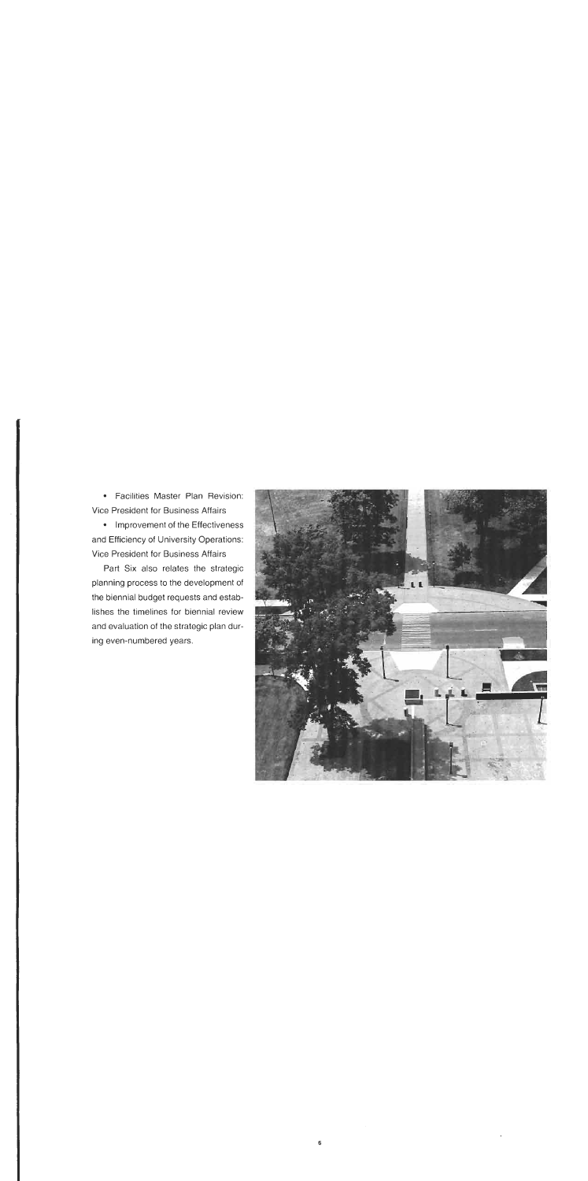- Facilities Master Plan Revision: Vice President for Business Affairs
- Improvement of the Effectiveness and Efficiency of University Operations: Vice President for Business Affairs

Part Six also relates the strategic planning process to the development of the biennial budget requests and establishes the timelines for biennial review and evaluation of the strategic plan during even-numbered years.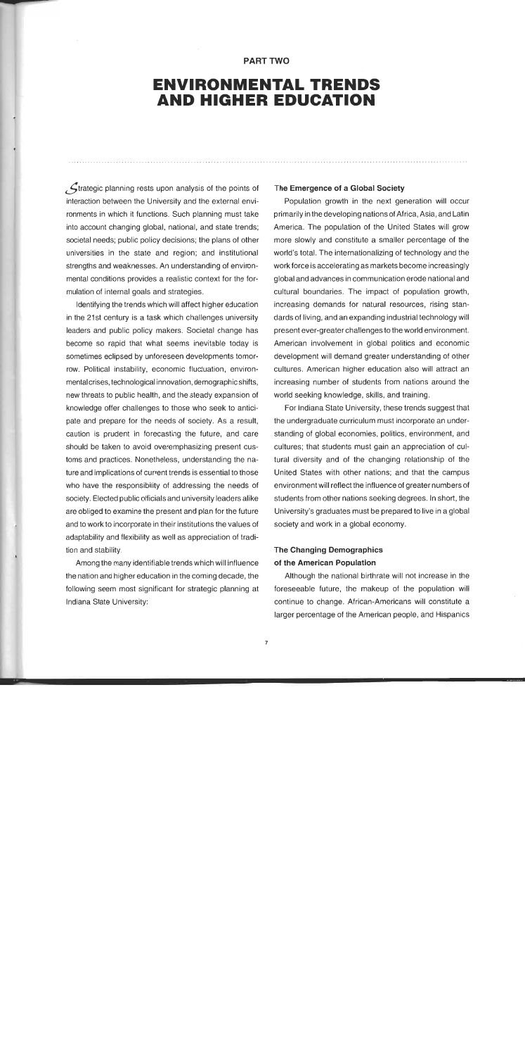PART TWO

# ENVIRONMENTAL TRENDS AND HIGHER EDUCATION

Strategic planning rests upon analysis of the points of interaction between the University and the external environments in which it functions. Such planning must take into account changing global, national, and state trends; societal needs; public policy decisions; the plans of other universities in the state and region; and institutional strengths and weaknesses. An understanding of environmental conditions provides a realistic context for the formulation of internal goals and strategies.

Identifying the trends which will affect higher education in the 21st century is a task which challenges university leaders and public policy makers. Societal change has become so rapid that what seems inevitable today is sometimes eclipsed by unforeseen developments tomorrow. Political instability, economic fluctuation, environmental crises, technological innovation, demographic shifts, new threats to public health, and the steady expansion of knowledge offer challenges to those who seek to anticipate and prepare for the needs of society. As a result, caution is prudent in forecasting the future, and care should be taken to avoid overemphasizing present customs and practices. Nonetheless, understanding the nature and implications of current trends is essential to those who have the responsibility of addressing the needs of society. Elected public officials and university leaders alike are obliged to examine the present and plan for the future and to work to incorporate in their institutions the values of adaptability and flexibility as well as appreciation of tradition and stability.

Among the many identifiable trends which will influence the nation and higher education in the coming decade, the following seem most significant for strategic planning at Indiana State University:

### The Emergence of a Global Society

Population growth in the next generation will occur primarily in the developing nations of Africa, Asia, and Latin America. The population of the United States will grow more slowly and constitute a smaller percentage of the world's total. The internationalizing of technology and the work force is accelerating as markets become increasingly global and advances in communication erode national and cultural boundaries. The impact of population growth, increasing demands for natural resources, rising standards of living, and an expanding industrial technology will present ever-greater challenges to the world environment. American involvement in global politics and economic development will demand greater understanding of other cultures. American higher education also will attract an increasing number of students from nations around the world seeking knowledge, skills, and training.

For Indiana State University, these trends suggest that the undergraduate curriculum must incorporate an understanding of global economies, politics, environment, and cultures; that students must gain an appreciation of cultural diversity and of the changing relationship of the United States with other nations; and that the campus environment will reflect the influence of greater numbers of students from other nations seeking degrees. In short, the University's graduates must be prepared to live in a global society and work in a global economy.

### The Changing Demographics of the American Population

Although the national birthrate will not increase in the foreseeable future, the makeup of the population will continue to change. African-Americans will constitute a larger percentage of the American people, and Hispanics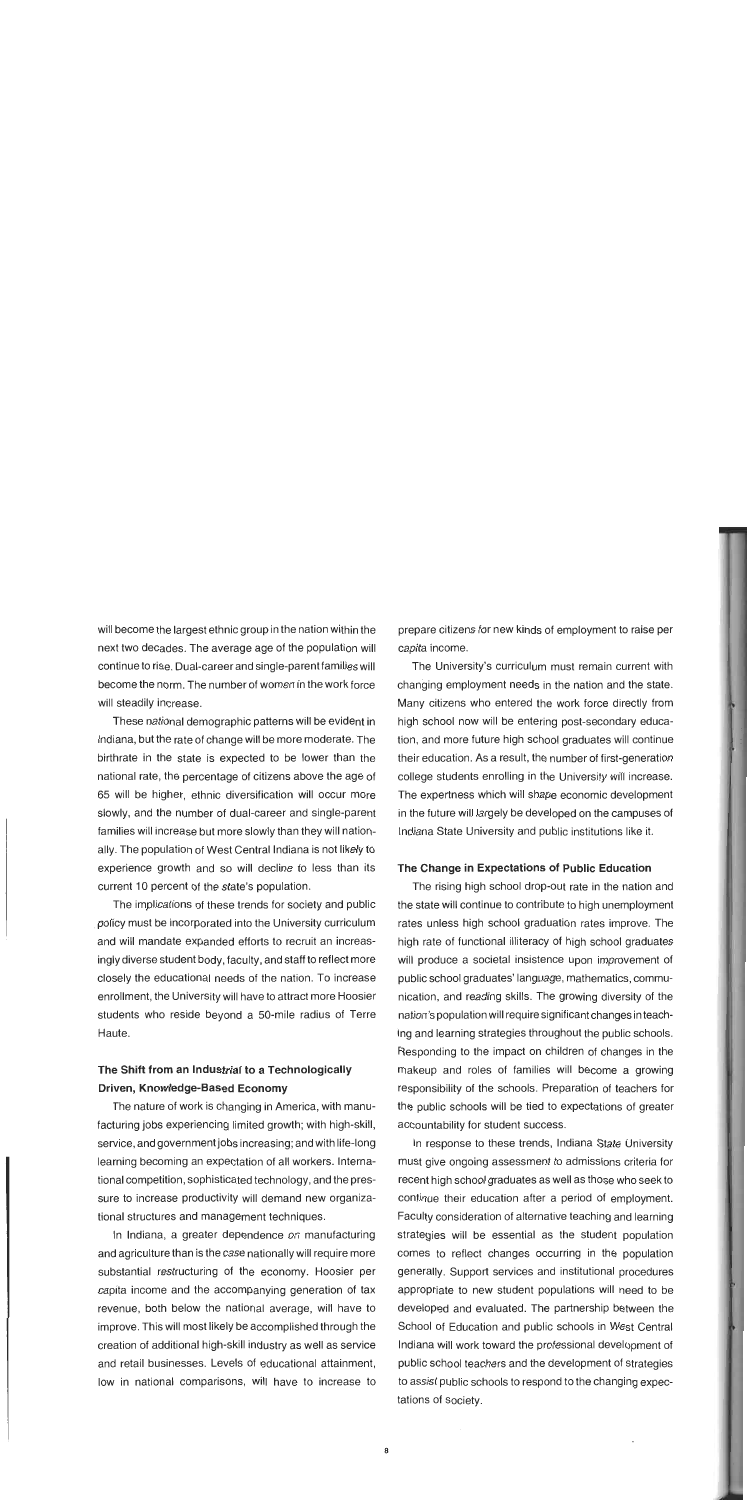will become the largest ethnic group in the nation within the next two decades. The average age of the population will continue to rise. Dual-career and single-parent families will become the norm. The number of women in the work force will steadily increase.

These national demographic patterns will be evident in Indiana, but the rate of change will be more moderate. The birthrate in the state is expected to be lower than the national rate, the percentage of citizens above the age of 65 will be higher, ethnic diversification will occur more slowly, and the number of dual-career and single-parent families will increase but more slowly than they will nationally. The population of West Central Indiana is not likely to experience growth and so will decline to less than its current 10 percent of the state's population.

The implications of these trends for society and public policy must be incorporated into the University curriculum and will mandate expanded efforts to recruit an increasingly diverse student body, faculty, and staff to reflect more closely the educational needs of the nation. To increase enrollment, the University will have to attract more Hoosier students who reside beyond a 50-mile radius of Terre Haute.

### The Shift from an Industrial to a Technologically Driven, Knowledge-Based Economy

The nature of work is changing in America, with manufacturing jobs experiencing limited growth; with high-skill, service, and government jobs increasing; and with life-long learning becoming an expectation of all workers. International competition, sophisticated technology, and the pressure to increase productivity will demand new organizational structures and management techniques.

In Indiana, a greater dependence on manufacturing and agriculture than is the case nationally will require more substantial restructuring of the economy. Hoosier per capita income and the accompanying generation of tax revenue, both below the national average, will have to improve. This will most likely be accomplished through the creation of additional high-skill industry as well as service and retail businesses. Levels of educational attainment, low in national comparisons, will have to increase to prepare citizens for new kinds of employment to raise per capita income.

The University's curriculum must remain current with changing employment needs in the nation and the state. Many citizens who entered the work force directly from high school now will be entering post-secondary education, and more future high school graduates will continue their education. As a result, the number of first-generation college students enrolling in the University will increase. The expertness which will shape economic development in the future will largely be developed on the campuses of Indiana State University and public institutions like it.

### The Change in Expectations of Public Education

The rising high school drop-out rate in the nation and the state will continue to contribute to high unemployment rates unless high school graduation rates improve. The high rate of functional illiteracy of high school graduates will produce a societal insistence upon improvement of public school graduates' language, mathematics, communication, and reading skills. The growing diversity of the nation's population will require significant changes in teaching and learning strategies throughout the public schools. Responding to the impact on children of changes in the makeup and roles of families will become a growing responsibility of the schools. Preparation of teachers for the public schools will be tied to expectations of greater accountability for student success.

In response to these trends, Indiana State University must give ongoing assessment to admissions criteria for recent high school graduates as well as those who seek to continue their education after a period of employment. Faculty consideration of alternative teaching and learning strategies will be essential as the student population comes to reflect changes occurring in the population generally. Support services and institutional procedures appropriate to new student populations will need to be developed and evaluated. The partnership between the School of Education and public schools in West Central Indiana will work toward the professional development of public school teachers and the development of strategies to assist public schools to respond to the changing expectations of society.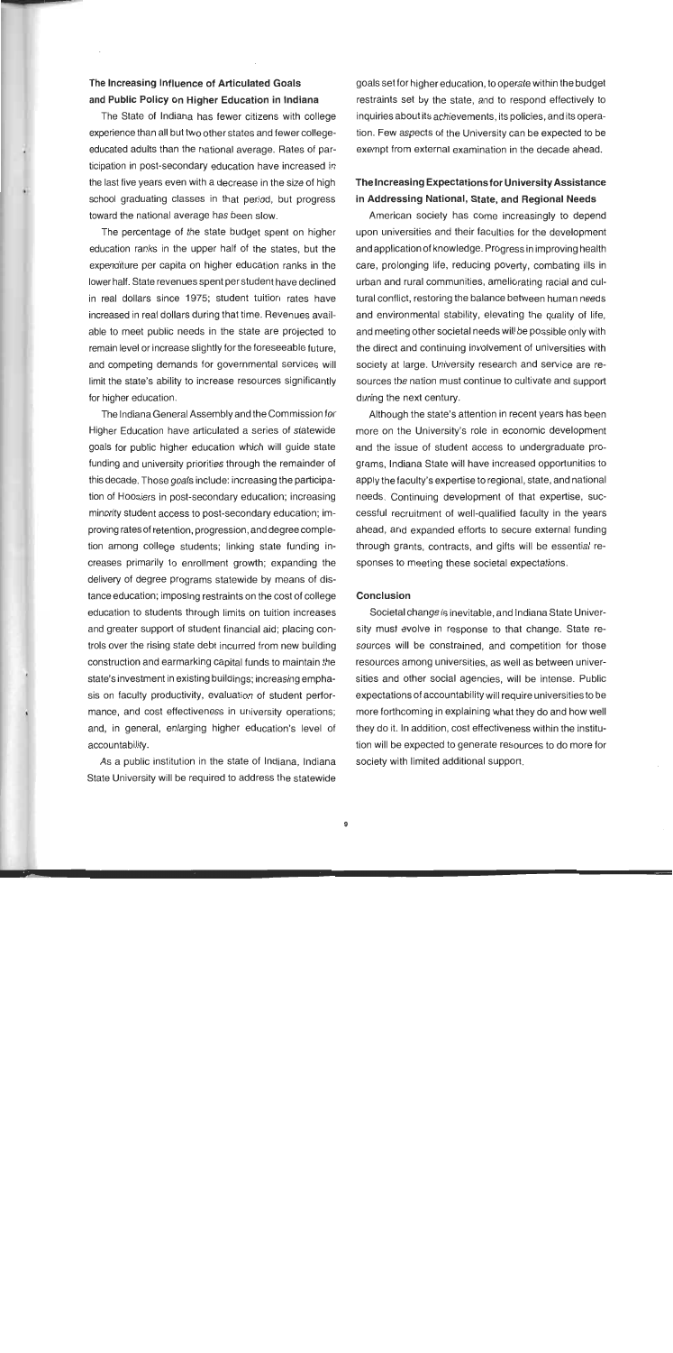### The Increasing Influence of Articulated Goals and Public Policy on Higher Education in Indiana

The State of Indiana has fewer citizens with college experience than all but two other states and fewer college-educated adults than the national average. Rates of participation in post-secondary education have increased in the last five years even with a decrease in the size of high school graduating classes in that period, but progress toward the national average has been slow.

The percentage of the state budget spent on higher education ranks in the upper half of the states, but the expenditure per capita on higher education ranks in the lower half. State revenues spent per student have declined in real dollars since 1975; student tuition rates have increased in real dollars during that time. Revenues available to meet public needs in the state are projected to remain level or increase slightly for the foreseeable future, and competing demands for governmental services will limit the state's ability to increase resources significantly for higher education.

The Indiana General Assembly and the Commission for Higher Education have articulated a series of statewide goals for public higher education which will guide state funding and university priorities through the remainder of this decade. Those goals include: increasing the participation of Hoosiers in post-secondary education; increasing minority student access to post-secondary education; improving rates of retention, progression, and degree completion among college students; linking state funding increases primarily to enrollment growth; expanding the delivery of degree programs statewide by means of distance education; imposing restraints on the cost of college education to students through limits on tuition increases and greater support of student financial aid; placing controls over the rising state debt incurred from new building construction and earmarking capital funds to maintain the state's investment in existing buildings; increasing emphasis on faculty productivity, evaluation of student performance, and cost effectiveness in university operations; and, in general, enlarging higher education's level of accountability.

As a public institution in the state of Indiana, Indiana State University will be required to address the statewide goals set for higher education, to operate within the budget restraints set by the state, and to respond effectively to inquiries about its achievements, its policies, and its operation. Few aspects of the University can be expected to be exempt from external examination in the decade ahead.

### The Increasing Expectations for University Assistance in Addressing National, State, and Regional Needs

American society has come increasingly to depend upon universities and their faculties for the development and application of knowledge. Progress in improving health care, prolonging life, reducing poverty, combating ills in urban and rural communities, ameliorating racial and cultural conflict, restoring the balance between human needs and environmental stability, elevating the quality of life, and meeting other societal needs will be possible only with the direct and continuing involvement of universities with society at large. University research and service are resources the nation must continue to cultivate and support during the next century.

Although the state's attention in recent years has been more on the University's role in economic development and the issue of student access to undergraduate programs, Indiana State will have increased opportunities to apply the faculty's expertise to regional, state, and national needs. Continuing development of that expertise, successful recruitment of well-qualified faculty in the years ahead, and expanded efforts to secure external funding through grants, contracts, and gifts will be essential responses to meeting these societal expectations.

### Conclusion

Societal change is inevitable, and Indiana State University must evolve in response to that change. State resources will be constrained, and competition for those resources among universities, as well as between universities and other social agencies, will be intense. Public expectations of accountability will require universities to be more forthcoming in explaining what they do and how well they do it. In addition, cost effectiveness within the institution will be expected to generate resources to do more for society with limited additional support.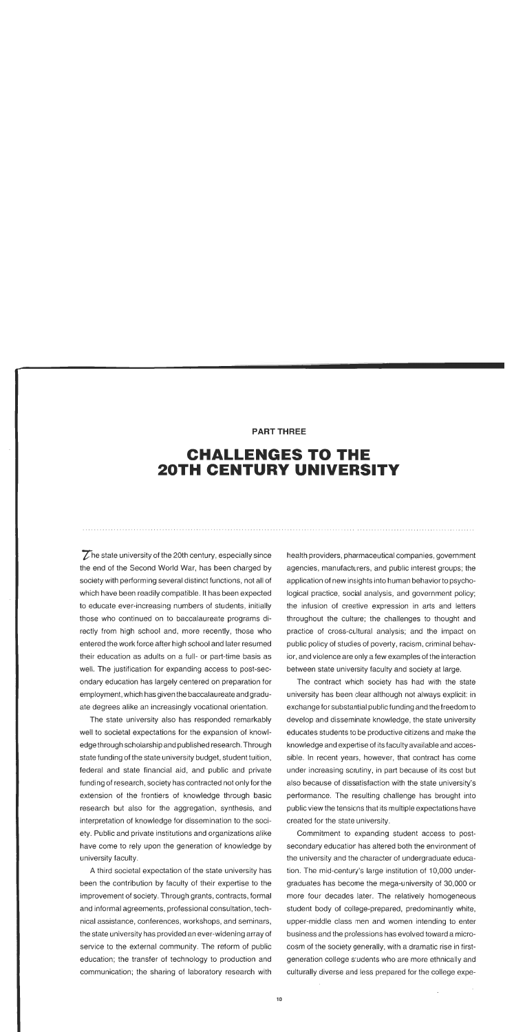**PART THREE**

# CHALLENGES TO THE 20TH CENTURY UNIVERSITY

The state university of the 20th century, especially since the end of the Second World War, has been charged by society with performing several distinct functions, not all of which have been readily compatible. It has been expected to educate ever-increasing numbers of students, initially those who continued on to baccalaureate programs directly from high school and, more recently, those who entered the work force after high school and later resumed their education as adults on a full- or part-time basis as well. The justification for expanding access to post-secondary education has largely centered on preparation for employment, which has given the baccalaureate and graduate degrees alike an increasingly vocational orientation.

The state university also has responded remarkably well to societal expectations for the expansion of knowledge through scholarship and published research. Through state funding of the state university budget, student tuition, federal and state financial aid, and public and private funding of research, society has contracted not only for the extension of the frontiers of knowledge through basic research but also for the aggregation, synthesis, and interpretation of knowledge for dissemination to the society. Public and private institutions and organizations alike have come to rely upon the generation of knowledge by university faculty.

A third societal expectation of the state university has been the contribution by faculty of their expertise to the improvement of society. Through grants, contracts, formal and informal agreements, professional consultation, technical assistance, conferences, workshops, and seminars, the state university has provided an ever-widening array of service to the external community. The reform of public education; the transfer of technology to production and communication; the sharing of laboratory research with health providers, pharmaceutical companies, government agencies, manufacturers, and public interest groups; the application of new insights into human behavior to psychological practice, social analysis, and government policy; the infusion of creative expression in arts and letters throughout the culture; the challenges to thought and practice of cross-cultural analysis; and the impact on public policy of studies of poverty, racism, criminal behavior, and violence are only a few examples of the interaction between state university faculty and society at large.

The contract which society has had with the state university has been clear although not always explicit: in exchange for substantial public funding and the freedom to develop and disseminate knowledge, the state university educates students to be productive citizens and make the knowledge and expertise of its faculty available and accessible. In recent years, however, that contract has come under increasing scrutiny, in part because of its cost but also because of dissatisfaction with the state university's performance. The resulting challenge has brought into public view the tensions that its multiple expectations have created for the state university.

Commitment to expanding student access to post-secondary education has altered both the environment of the university and the character of undergraduate education. The mid-century's large institution of 10,000 undergraduates has become the mega-university of 30,000 or more four decades later. The relatively homogeneous student body of college-prepared, predominantly white, upper-middle class men and women intending to enter business and the professions has evolved toward a microcosm of the society generally, with a dramatic rise in first-generation college students who are more ethnically and culturally diverse and less prepared for the college expe-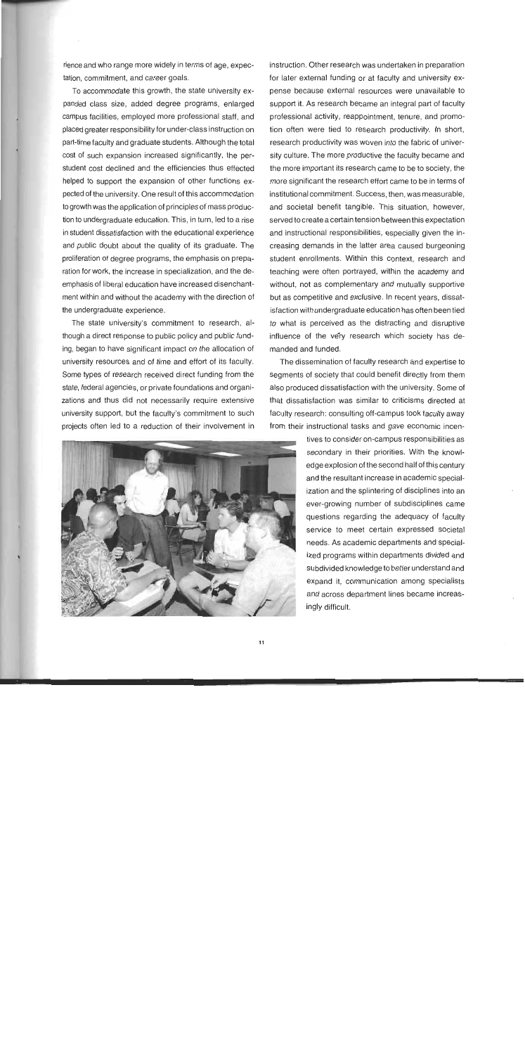rience and who range more widely in terms of age, expectation, commitment, and career goals.

To accommodate this growth, the state university expanded class size, added degree programs, enlarged campus facilities, employed more professional staff, and placed greater responsibility for under-class instruction on part-time faculty and graduate students. Although the total cost of such expansion increased significantly, the per-student cost declined and the efficiencies thus effected helped to support the expansion of other functions expected of the university. One result of this accommodation to growth was the application of principles of mass production to undergraduate education. This, in turn, led to a rise in student dissatisfaction with the educational experience and public doubt about the quality of its graduate. The proliferation of degree programs, the emphasis on preparation for work, the increase in specialization, and the de-emphasis of liberal education have increased disenchantment within and without the academy with the direction of the undergraduate experience.

The state university's commitment to research, although a direct response to public policy and public funding, began to have significant impact on the allocation of university resources and of time and effort of its faculty. Some types of research received direct funding from the state, federal agencies, or private foundations and organizations and thus did not necessarily require extensive university support, but the faculty's commitment to such projects often led to a reduction of their involvement in instruction. Other research was undertaken in preparation for later external funding or at faculty and university expense because external resources were unavailable to support it. As research became an integral part of faculty professional activity, reappointment, tenure, and promotion often were tied to research productivity. In short, research productivity was woven into the fabric of university culture. The more productive the faculty became and the more important its research came to be to society, the more significant the research effort came to be in terms of institutional commitment. Success, then, was measurable, and societal benefit tangible. This situation, however, served to create a certain tension between this expectation and instructional responsibilities, especially given the increasing demands in the latter area caused burgeoning student enrollments. Within this context, research and teaching were often portrayed, within the academy and without, not as complementary and mutually supportive but as competitive and exclusive. In recent years, dissatisfaction with undergraduate education has often been tied to what is perceived as the distracting and disruptive influence of the very research which society has demanded and funded.

The dissemination of faculty research and expertise to segments of society that could benefit directly from them also produced dissatisfaction with the university. Some of that dissatisfaction was similar to criticisms directed at faculty research: consulting off-campus took faculty away from their instructional tasks and gave economic incentives to consider on-campus responsibilities as secondary in their priorities. With the knowledge explosion of the second half of this century and the resultant increase in academic specialization and the splintering of disciplines into an ever-growing number of subdisciplines came questions regarding the adequacy of faculty service to meet certain expressed societal needs. As academic departments and specialized programs within departments divided and subdivided knowledge to better understand and expand it, communication among specialists and across department lines became increasingly difficult.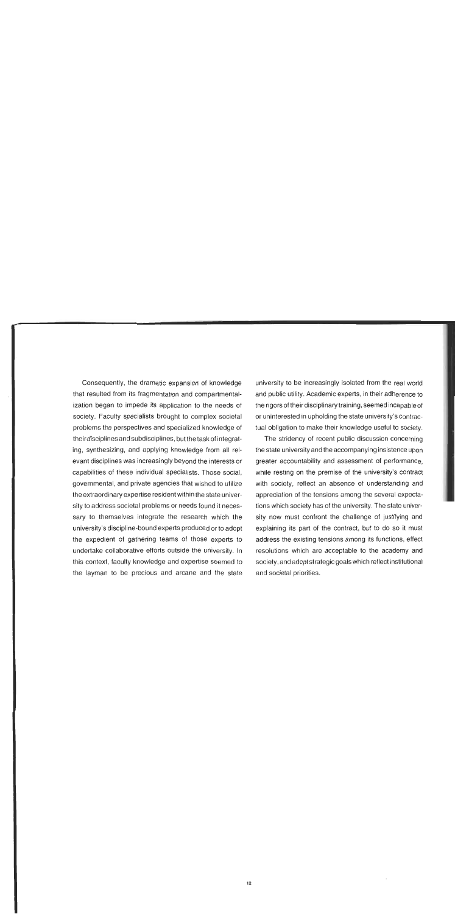Consequently, the dramatic expansion of knowledge that resulted from its fragmentation and compartmentalization began to impede *its* application to the needs of society. Faculty specialists brought to complex societal problems the perspectives and specialized knowledge of their disciplines and subdisciplines, but the task of integrating, synthesizing, and applying knowledge from all relevant disciplines was increasingly beyond the interests or capabilities of these individual specialists. Those social, governmental, and private agencies that wished to utilize the extraordinary expertise resident within the state university to address societal problems or needs found it necessary to themselves integrate the research which the university's discipline-bound experts produced or to adopt the expedient of gathering teams of those experts to undertake collaborative efforts outside the university. In this context, faculty knowledge and expertise seemed to the layman to be precious and arcane and the state university to be increasingly isolated from the real world and public utility. Academic experts, in their adherence to the rigors of their disciplinary training, seemed incapable of or uninterested in upholding the state university's contractual obligation to make their knowledge useful to society.

The stridency of recent public discussion concerning the state university and the accompanying insistence upon greater accountability and assessment of performance, while resting on the premise of the university's contract with society, reflect an absence of understanding and appreciation of the tensions among the several expectations which society has of the university. The state university now must confront the challenge of justifying and explaining its part of the contract, but to do so it must address the existing tensions among its functions, effect resolutions which are acceptable to the academy and society, and adopt strategic goals which reflect institutional and societal priorities.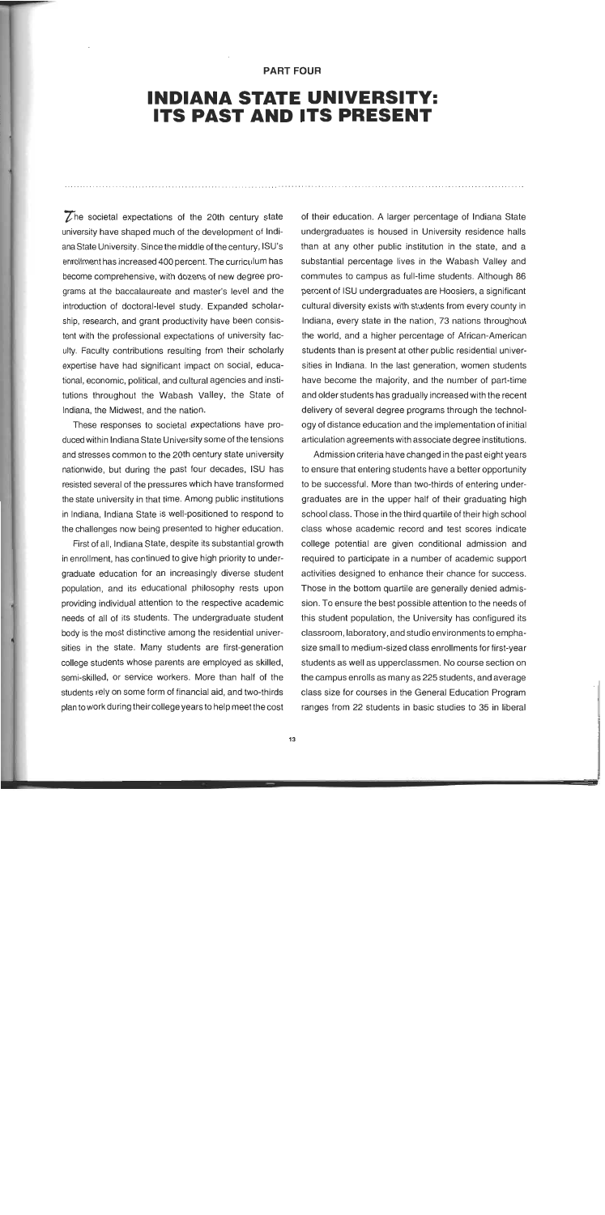PART FOUR

# INDIANA STATE UNIVERSITY: ITS PAST AND ITS PRESENT

The societal expectations of the 20th century state university have shaped much of the development of Indiana State University. Since the middle of the century, ISU's enrollment has increased 400 percent. The curriculum has become comprehensive, with dozens of new degree programs at the baccalaureate and master's level and the introduction of doctoral-level study. Expanded scholarship, research, and grant productivity have been consistent with the professional expectations of university faculty. Faculty contributions resulting from their scholarly expertise have had significant impact on social, educational, economic, political, and cultural agencies and institutions throughout the Wabash Valley, the State of Indiana, the Midwest, and the nation.

These responses to societal expectations have produced within Indiana State University some of the tensions and stresses common to the 20th century state university nationwide, but during the past four decades, ISU has resisted several of the pressures which have transformed the state university in that time. Among public institutions in Indiana, Indiana State is well-positioned to respond to the challenges now being presented to higher education.

First of all, Indiana State, despite its substantial growth in enrollment, has continued to give high priority to undergraduate education for an increasingly diverse student population, and its educational philosophy rests upon providing individual attention to the respective academic needs of all of its students. The undergraduate student body is the most distinctive among the residential universities in the state. Many students are first-generation college students whose parents are employed as skilled, semi-skilled, or service workers. More than half of the students rely on some form of financial aid, and two-thirds plan to work during their college years to help meet the cost of their education. A larger percentage of Indiana State undergraduates is housed in University residence halls than at any other public institution in the state, and a substantial percentage lives in the Wabash Valley and commutes to campus as full-time students. Although 86 percent of ISU undergraduates are Hoosiers, a significant cultural diversity exists with students from every county in Indiana, every state in the nation, 73 nations throughout the world, and a higher percentage of African-American students than is present at other public residential universities in Indiana. In the last generation, women students have become the majority, and the number of part-time and older students has gradually increased with the recent delivery of several degree programs through the technology of distance education and the implementation of initial articulation agreements with associate degree institutions.

Admission criteria have changed in the past eight years to ensure that entering students have a better opportunity to be successful. More than two-thirds of entering undergraduates are in the upper half of their graduating high school class. Those in the third quartile of their high school class whose academic record and test scores indicate college potential are given conditional admission and required to participate in a number of academic support activities designed to enhance their chance for success. Those in the bottom quartile are generally denied admission. To ensure the best possible attention to the needs of this student population, the University has configured its classroom, laboratory, and studio environments to emphasize small to medium-sized class enrollments for first-year students as well as upperclassmen. No course section on the campus enrolls as many as 225 students, and average class size for courses in the General Education Program ranges from 22 students in basic studies to 35 in liberal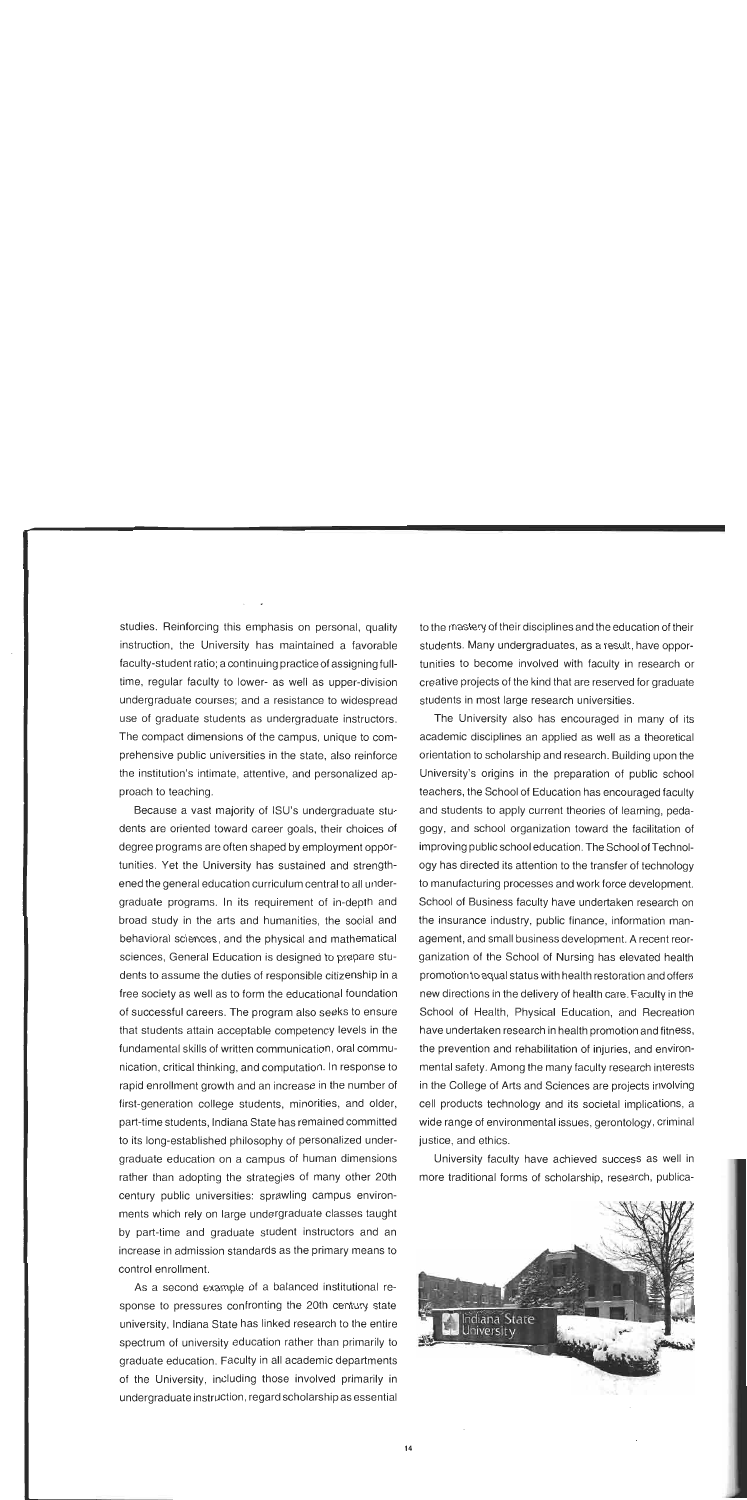studies. Reinforcing this emphasis on personal, quality instruction, the University has maintained a favorable faculty-student ratio; a continuing practice of assigning full-time, regular faculty to lower- as well as upper-division undergraduate courses; and a resistance to widespread use of graduate students as undergraduate instructors. The compact dimensions of the campus, unique to comprehensive public universities in the state, also reinforce the institution's intimate, attentive, and personalized approach to teaching.

Because a vast majority of ISU's undergraduate students are oriented toward career goals, their choices of degree programs are often shaped by employment opportunities. Yet the University has sustained and strengthened the general education curriculum central to all undergraduate programs. In its requirement of in-depth and broad study in the arts and humanities, the social and behavioral sciences, and the physical and mathematical sciences, General Education is designed to prepare students to assume the duties of responsible citizenship in a free society as well as to form the educational foundation of successful careers. The program also seeks to ensure that students attain acceptable competency levels in the fundamental skills of written communication, oral communication, critical thinking, and computation. In response to rapid enrollment growth and an increase in the number of first-generation college students, minorities, and older, part-time students, Indiana State has remained committed to its long-established philosophy of personalized undergraduate education on a campus of human dimensions rather than adopting the strategies of many other 20th century public universities: sprawling campus environments which rely on large undergraduate classes taught by part-time and graduate student instructors and an increase in admission standards as the primary means to control enrollment.

As a second example of a balanced institutional response to pressures confronting the 20th century state university, Indiana State has linked research to the entire spectrum of university education rather than primarily to graduate education. Faculty in all academic departments of the University, including those involved primarily in undergraduate instruction, regard scholarship as essential to the mastery of their disciplines and the education of their students. Many undergraduates, as a result, have opportunities to become involved with faculty in research or creative projects of the kind that are reserved for graduate students in most large research universities.

The University also has encouraged in many of its academic disciplines an applied as well as a theoretical orientation to scholarship and research. Building upon the University's origins in the preparation of public school teachers, the School of Education has encouraged faculty and students to apply current theories of learning, pedagogy, and school organization toward the facilitation of improving public school education. The School of Technology has directed its attention to the transfer of technology to manufacturing processes and work force development. School of Business faculty have undertaken research on the insurance industry, public finance, information management, and small business development. A recent reorganization of the School of Nursing has elevated health promotion to equal status with health restoration and offers new directions in the delivery of health care. Faculty in the School of Health, Physical Education, and Recreation have undertaken research in health promotion and fitness, the prevention and rehabilitation of injuries, and environmental safety. Among the many faculty research interests in the College of Arts and Sciences are projects involving cell products technology and its societal implications, a wide range of environmental issues, gerontology, criminal justice, and ethics.

University faculty have achieved success as well in more traditional forms of scholarship, research, publica-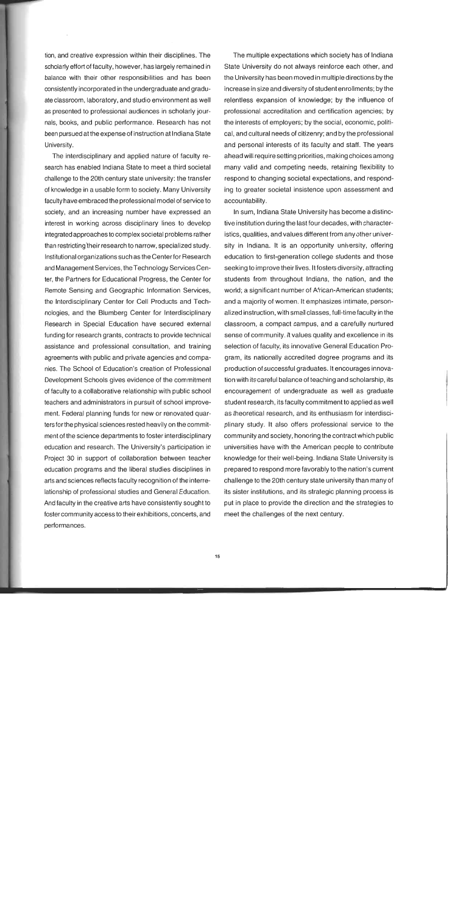tion, and creative expression within their disciplines. The scholarly effort of faculty, however, has largely remained in balance with their other responsibilities and has been consistently incorporated in the undergraduate and graduate classroom, laboratory, and studio environment as well as presented to professional audiences in scholarly journals, books, and public performance. Research has not been pursued at the expense of instruction at Indiana State University.

The interdisciplinary and applied nature of faculty research has enabled Indiana State to meet a third societal challenge to the 20th century state university: the transfer of knowledge in a usable form to society. Many University faculty have embraced the professional model of service to society, and an increasing number have expressed an interest in working across disciplinary lines to develop integrated approaches to complex societal problems rather than restricting their research to narrow, specialized study. Institutional organizations such as the Center for Research and Management Services, the Technology Services Center, the Partners for Educational Progress, the Center for Remote Sensing and Geographic Information Services, the Interdisciplinary Center for Cell Products and Technologies, and the Blumberg Center for Interdisciplinary Research in Special Education have secured external funding for research grants, contracts to provide technical assistance and professional consultation, and training agreements with public and private agencies and companies. The School of Education's creation of Professional Development Schools gives evidence of the commitment of faculty to a collaborative relationship with public school teachers and administrators in pursuit of school improvement. Federal planning funds for new or renovated quarters for the physical sciences rested heavily on the commitment of the science departments to foster interdisciplinary education and research. The University's participation in Project 30 in support of collaboration between teacher education programs and the liberal studies disciplines in arts and sciences reflects faculty recognition of the interrelationship of professional studies and General Education. And faculty in the creative arts have consistently sought to foster community access to their exhibitions, concerts, and performances.

The multiple expectations which society has of Indiana State University do not always reinforce each other, and the University has been moved in multiple directions by the increase in size and diversity of student enrollments; by the relentless expansion of knowledge; by the influence of professional accreditation and certification agencies; by the interests of employers; by the social, economic, political, and cultural needs of citizenry; and by the professional and personal interests of its faculty and staff. The years ahead will require setting priorities, making choices among many valid and competing needs, retaining flexibility to respond to changing societal expectations, and responding to greater societal insistence upon assessment and accountability.

In sum, Indiana State University has become a distinctive institution during the last four decades, with characteristics, qualities, and values different from any other university in Indiana. It is an opportunity university, offering education to first-generation college students and those seeking to improve their lives. It fosters diversity, attracting students from throughout Indiana, the nation, and the world; a significant number of African-American students; and a majority of women. It emphasizes intimate, personalized instruction, with small classes, full-time faculty in the classroom, a compact campus, and a carefully nurtured sense of community. It values quality and excellence in its selection of faculty, its innovative General Education Program, its nationally accredited degree programs and its production of successful graduates. It encourages innovation with its careful balance of teaching and scholarship, its encouragement of undergraduate as well as graduate student research, its faculty commitment to applied as well as theoretical research, and its enthusiasm for interdisciplinary study. It also offers professional service to the community and society, honoring the contract which public universities have with the American people to contribute knowledge for their well-being. Indiana State University is prepared to respond more favorably to the nation's current challenge to the 20th century state university than many of its sister institutions, and its strategic planning process is put in place to provide the direction and the strategies to meet the challenges of the next century.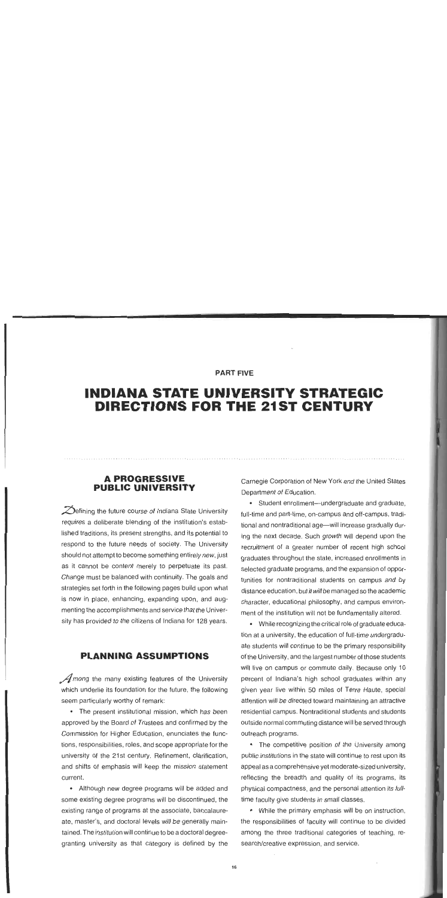**PART FIVE**

# INDIANA STATE UNIVERSITY STRATEGIC DIRECTIONS FOR THE 21ST CENTURY

## A PROGRESSIVE PUBLIC UNIVERSITY

Defining the future course of Indiana State University requires a deliberate blending of the institution's established traditions, its present strengths, and its potential to respond to the future needs of society. The University should not attempt to become something entirely new, just as it cannot be content merely to perpetuate its past. Change must be balanced with continuity. The goals and strategies set forth in the following pages build upon what is now in place, enhancing, expanding upon, and augmenting the accomplishments and service that the University has provided to the citizens of Indiana for 128 years.

## PLANNING ASSUMPTIONS

Among the many existing features of the University which underlie its foundation for the future, the following seem particularly worthy of remark:

- The present institutional mission, which has been approved by the Board of Trustees and confirmed by the Commission for Higher Education, enunciates the functions, responsibilities, roles, and scope appropriate for the university of the 21st century. Refinement, clarification, and shifts of emphasis will keep the mission statement current.

- Although new degree programs will be added and some existing degree programs will be discontinued, the existing range of programs at the associate, baccalaureate, master's, and doctoral levels will be generally maintained. The institution will continue to be a doctoral degree-granting university as that category is defined by the Carnegie Corporation of New York and the United States Department of Education.

- Student enrollment—undergraduate and graduate, full-time and part-time, on-campus and off-campus, traditional and nontraditional age—will increase gradually during the next decade. Such growth will depend upon the recruitment of a greater number of recent high school graduates throughout the state, increased enrollments in selected graduate programs, and the expansion of opportunities for nontraditional students on campus and by distance education, but it will be managed so the academic character, educational philosophy, and campus environment of the institution will not be fundamentally altered.

- While recognizing the critical role of graduate education at a university, the education of full-time undergraduate students will continue to be the primary responsibility of the University, and the largest number of those students will live on campus or commute daily. Because only 10 percent of Indiana's high school graduates within any given year live within 50 miles of Terre Haute, special attention will be directed toward maintaining an attractive residential campus. Nontraditional students and students outside normal commuting distance will be served through outreach programs.

- The competitive position of the University among public institutions in the state will continue to rest upon its appeal as a comprehensive yet moderate-sized university, reflecting the breadth and quality of its programs, its physical compactness, and the personal attention its full-time faculty give students in small classes.

- While the primary emphasis will be on instruction, the responsibilities of faculty will continue to be divided among the three traditional categories of teaching, research/creative expression, and service.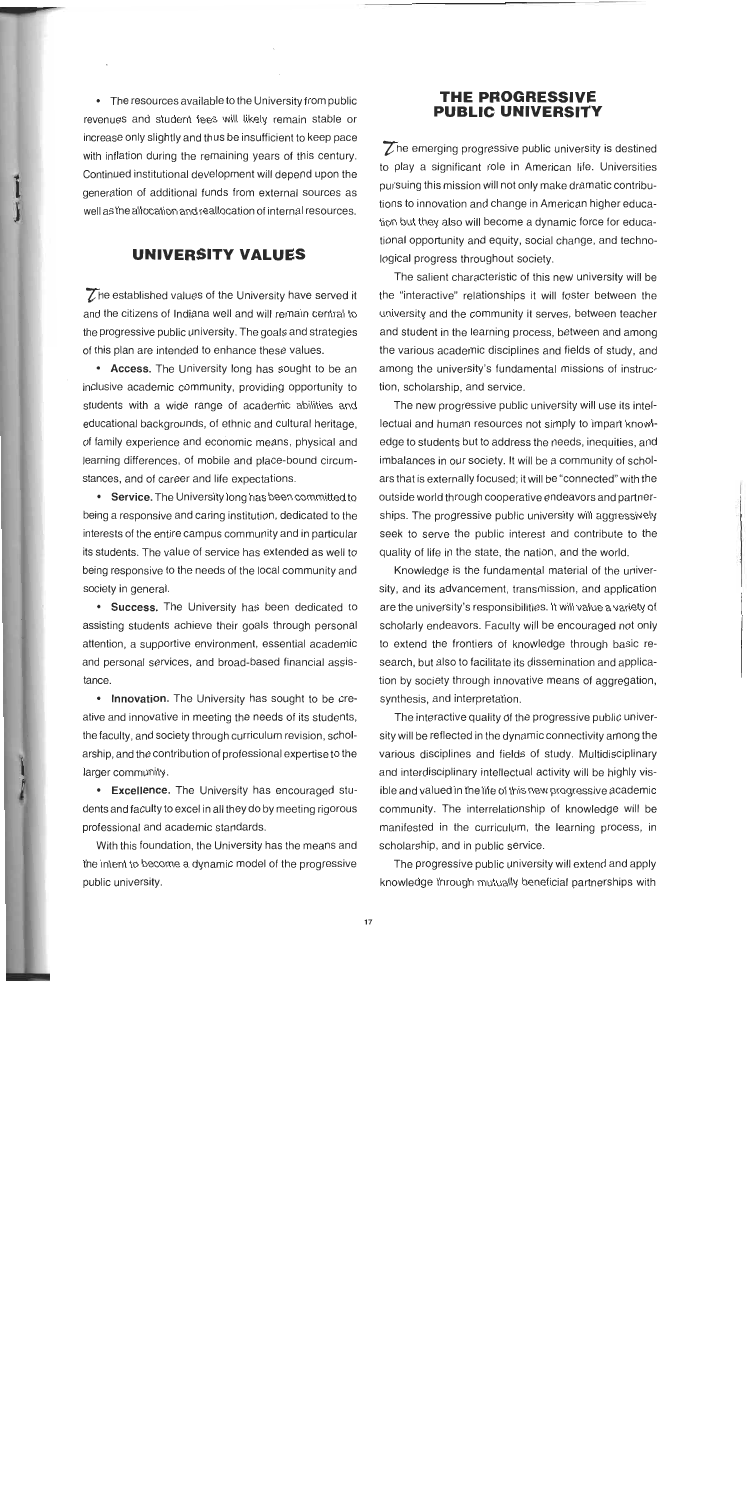- The resources available to the University from public revenues and student fees will likely remain stable or increase only slightly and thus be insufficient to keep pace with inflation during the remaining years of this century. Continued institutional development will depend upon the generation of additional funds from external sources as well as the allocation and reallocation of internal resources.

## UNIVERSITY VALUES

The established values of the University have served it and the citizens of Indiana well and will remain central to the progressive public university. The goals and strategies of this plan are intended to enhance these values.

- **Access.** The University long has sought to be an inclusive academic community, providing opportunity to students with a wide range of academic abilities and educational backgrounds, of ethnic and cultural heritage, of family experience and economic means, physical and learning differences, of mobile and place-bound circumstances, and of career and life expectations.

- **Service.** The University long has been committed to being a responsive and caring institution, dedicated to the interests of the entire campus community and in particular its students. The value of service has extended as well to being responsive to the needs of the local community and society in general.

- **Success.** The University has been dedicated to assisting students achieve their goals through personal attention, a supportive environment, essential academic and personal services, and broad-based financial assistance.

- **Innovation.** The University has sought to be creative and innovative in meeting the needs of its students, the faculty, and society through curriculum revision, scholarship, and the contribution of professional expertise to the larger community.

- **Excellence.** The University has encouraged students and faculty to excel in all they do by meeting rigorous professional and academic standards.

With this foundation, the University has the means and the intent to become a dynamic model of the progressive public university.

## THE PROGRESSIVE PUBLIC UNIVERSITY

The emerging progressive public university is destined to play a significant role in American life. Universities pursuing this mission will not only make dramatic contributions to innovation and change in American higher education but they also will become a dynamic force for educational opportunity and equity, social change, and technological progress throughout society.

The salient characteristic of this new university will be the "interactive" relationships it will foster between the university and the community it serves, between teacher and student in the learning process, between and among the various academic disciplines and fields of study, and among the university's fundamental missions of instruction, scholarship, and service.

The new progressive public university will use its intellectual and human resources not simply to impart knowledge to students but to address the needs, inequities, and imbalances in our society. It will be a community of scholars that is externally focused; it will be "connected" with the outside world through cooperative endeavors and partnerships. The progressive public university will aggressively seek to serve the public interest and contribute to the quality of life in the state, the nation, and the world.

Knowledge is the fundamental material of the university, and its advancement, transmission, and application are the university's responsibilities. It will value a variety of scholarly endeavors. Faculty will be encouraged not only to extend the frontiers of knowledge through basic research, but also to facilitate its dissemination and application by society through innovative means of aggregation, synthesis, and interpretation.

The interactive quality of the progressive public university will be reflected in the dynamic connectivity among the various disciplines and fields of study. Multidisciplinary and interdisciplinary intellectual activity will be highly visible and valued in the life of this new progressive academic community. The interrelationship of knowledge will be manifested in the curriculum, the learning process, in scholarship, and in public service.

The progressive public university will extend and apply knowledge through mutually beneficial partnerships with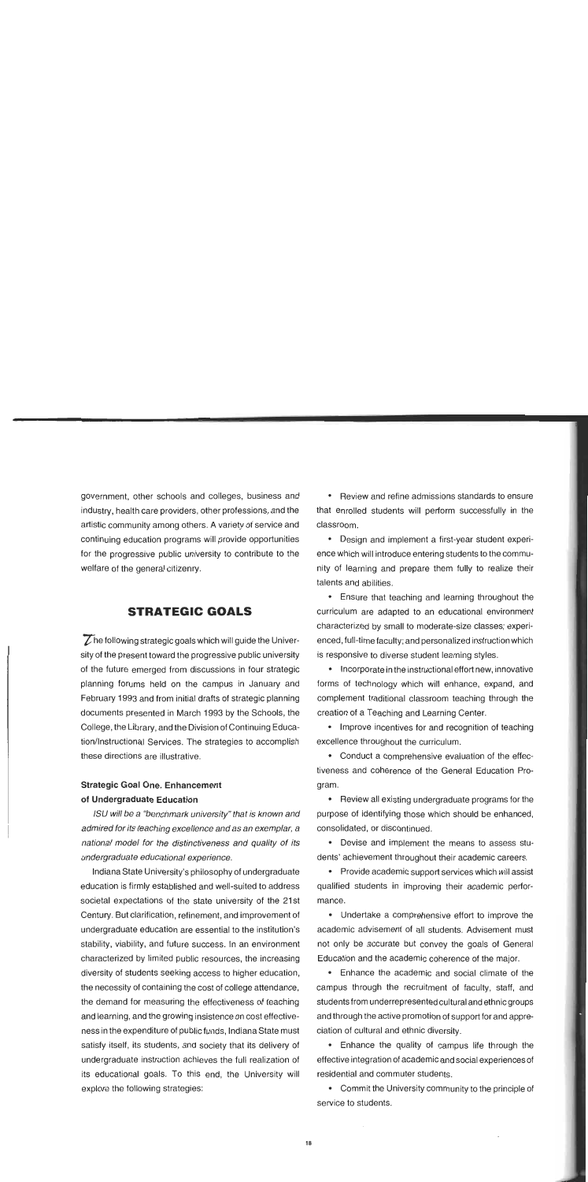government, other schools and colleges, business and industry, health care providers, other professions, and the artistic community among others. A variety of service and continuing education programs will provide opportunities for the progressive public university to contribute to the welfare of the general citizenry.

## STRATEGIC GOALS

The following strategic goals which will guide the University of the present toward the progressive public university of the future emerged from discussions in four strategic planning forums held on the campus in January and February 1993 and from initial drafts of strategic planning documents presented in March 1993 by the Schools, the College, the Library, and the Division of Continuing Education/Instructional Services. The strategies to accomplish these directions are illustrative.

### Strategic Goal One. Enhancement of Undergraduate Education

*ISU will be a "benchmark university" that is known and admired for its teaching excellence and as an exemplar, a national model for the distinctiveness and quality of its undergraduate educational experience.*

Indiana State University's philosophy of undergraduate education is firmly established and well-suited to address societal expectations of the state university of the 21st Century. But clarification, refinement, and improvement of undergraduate education are essential to the institution's stability, viability, and future success. In an environment characterized by limited public resources, the increasing diversity of students seeking access to higher education, the necessity of containing the cost of college attendance, the demand for measuring the effectiveness of teaching and learning, and the growing insistence on cost effectiveness in the expenditure of public funds, Indiana State must satisfy itself, its students, and society that its delivery of undergraduate instruction achieves the full realization of its educational goals. To this end, the University will explore the following strategies:

- Review and refine admissions standards to ensure that enrolled students will perform successfully in the classroom.
- Design and implement a first-year student experience which will introduce entering students to the community of learning and prepare them fully to realize their talents and abilities.
- Ensure that teaching and learning throughout the curriculum are adapted to an educational environment characterized by small to moderate-size classes; experienced, full-time faculty; and personalized instruction which is responsive to diverse student learning styles.
- Incorporate in the instructional effort new, innovative forms of technology which will enhance, expand, and complement traditional classroom teaching through the creation of a Teaching and Learning Center.
- Improve incentives for and recognition of teaching excellence throughout the curriculum.
- Conduct a comprehensive evaluation of the effectiveness and coherence of the General Education Program.
- Review all existing undergraduate programs for the purpose of identifying those which should be enhanced, consolidated, or discontinued.
- Devise and implement the means to assess students' achievement throughout their academic careers.
- Provide academic support services which will assist qualified students in improving their academic performance.
- Undertake a comprehensive effort to improve the academic advisement of all students. Advisement must not only be accurate but convey the goals of General Education and the academic coherence of the major.
- Enhance the academic and social climate of the campus through the recruitment of faculty, staff, and students from underrepresented cultural and ethnic groups and through the active promotion of support for and appreciation of cultural and ethnic diversity.
- Enhance the quality of campus life through the effective integration of academic and social experiences of residential and commuter students.
- Commit the University community to the principle of service to students.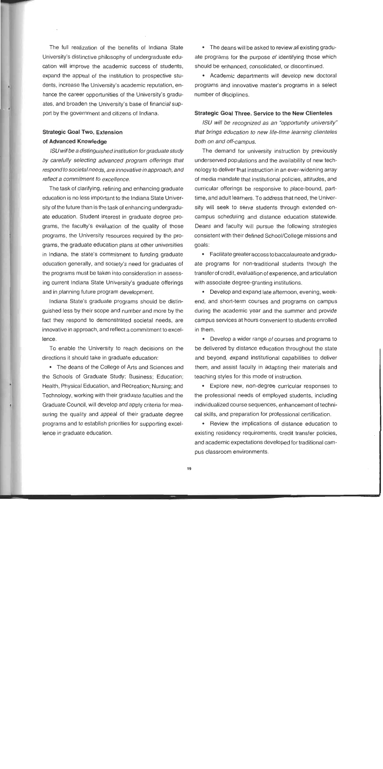The full realization of the benefits of Indiana State University's distinctive philosophy of undergraduate education will improve the academic success of students, expand the appeal of the institution to prospective students, increase the University's academic reputation, enhance the career opportunities of the University's graduates, and broaden the University's base of financial support by the government and citizens of Indiana.

### Strategic Goal Two. Extension of Advanced Knowledge

*ISU will be a distinguished institution for graduate study by carefully selecting advanced program offerings that respond to societal needs, are innovative in approach, and reflect a commitment to excellence.*

The task of clarifying, refining and enhancing graduate education is no less important to the Indiana State University of the future than is the task of enhancing undergraduate education. Student interest in graduate degree programs, the faculty's evaluation of the quality of those programs, the University resources required by the programs, the graduate education plans at other universities in Indiana, the state's commitment to funding graduate education generally, and society's need for graduates of the programs must be taken into consideration in assessing current Indiana State University's graduate offerings and in planning future program development.

Indiana State's graduate programs should be distinguished less by their scope and number and more by the fact they respond to demonstrated societal needs, are innovative in approach, and reflect a commitment to excellence.

To enable the University to reach decisions on the directions it should take in graduate education:

- The deans of the College of Arts and Sciences and the Schools of Graduate Study; Business; Education; Health, Physical Education, and Recreation; Nursing; and Technology, working with their graduate faculties and the Graduate Council, will develop and apply criteria for measuring the quality and appeal of their graduate degree programs and to establish priorities for supporting excellence in graduate education.
- The deans will be asked to review *all* existing graduate programs for the purpose of identifying those which should be enhanced, consolidated, or discontinued.
- Academic departments will develop new doctoral programs and innovative master's programs in a select number of disciplines.

### Strategic Goal Three. Service to the New Clienteles

*ISU will be recognized as an "opportunity university" that brings education to new life-time learning clienteles both on and off-campus.*

The demand for university instruction by previously underserved populations and the availability of new technology to deliver that instruction in an ever-widening array of media mandate that institutional policies, attitudes, and curricular offerings be responsive to place-bound, part-time, and adult learners. To address that need, the University will seek to serve students through extended on-campus scheduling and distance education statewide. Deans and faculty will pursue the following strategies consistent with their defined School/College missions and goals:

- Facilitate greater access to baccalaureate and graduate programs for non-traditional students through the transfer of credit, evaluation of experience, and articulation with associate degree-granting institutions.
- Develop and expand late afternoon, evening, weekend, and short-term courses and programs on campus during the academic year and the summer and provide campus services at hours convenient to students enrolled in them.
- Develop a wider range of courses and programs to be delivered by distance education throughout the state and beyond, expand institutional capabilities to deliver them, and assist faculty in adapting their materials and teaching styles for this mode of instruction.
- Explore new, non-degree curricular responses to the professional needs of employed students, including individualized course sequences, enhancement of technical skills, and preparation for professional certification.
- Review the implications of distance education to existing residency requirements, credit transfer policies, and academic expectations developed for traditional campus classroom environments.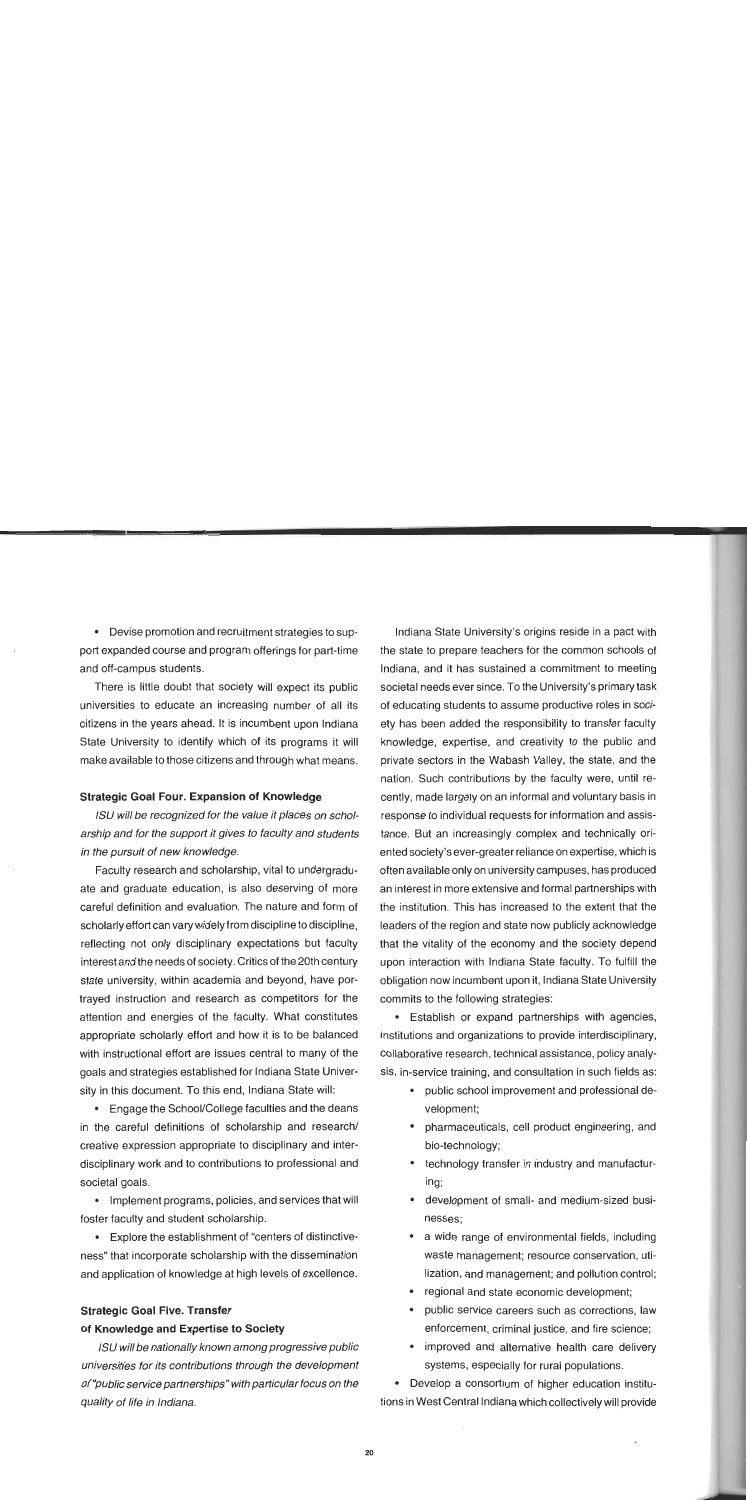- Devise promotion and recruitment strategies to support expanded course and program offerings for part-time and off-campus students.

There is little doubt that society will expect its public universities to educate an increasing number of all its citizens in the years ahead. It is incumbent upon Indiana State University to identify which of its programs it will make available to those citizens and through what means.

### Strategic Goal Four. Expansion of Knowledge

*ISU will be recognized for the value it places on scholarship and for the support it gives to faculty and students in the pursuit of new knowledge.*

Faculty research and scholarship, vital to undergraduate and graduate education, is also deserving of more careful definition and evaluation. The nature and form of scholarly effort can vary widely from discipline to discipline, reflecting not only disciplinary expectations but faculty interest and the needs of society. Critics of the 20th century state university, within academia and beyond, have portrayed instruction and research as competitors for the attention and energies of the faculty. What constitutes appropriate scholarly effort and how it is to be balanced with instructional effort are issues central to many of the goals and strategies established for Indiana State University in this document. To this end, Indiana State will:

- Engage the School/College faculties and the deans in the careful definitions of scholarship and research/creative expression appropriate to disciplinary and interdisciplinary work and to contributions to professional and societal goals.
- Implement programs, policies, and services that will foster faculty and student scholarship.
- Explore the establishment of "centers of distinctiveness" that incorporate scholarship with the dissemination and application of knowledge at high levels of excellence.

### Strategic Goal Five. Transfer of Knowledge and Expertise to Society

*ISU will be nationally known among progressive public universities for its contributions through the development of "public service partnerships" with particular focus on the quality of life in Indiana.*

Indiana State University's origins reside in a pact with the state to prepare teachers for the common schools of Indiana, and it has sustained a commitment to meeting societal needs ever since. To the University's primary task of educating students to assume productive roles in society has been added the responsibility to transfer faculty knowledge, expertise, and creativity to the public and private sectors in the Wabash Valley, the state, and the nation. Such contributions by the faculty were, until recently, made largely on an informal and voluntary basis in response to individual requests for information and assistance. But an increasingly complex and technically oriented society's ever-greater reliance on expertise, which is often available only on university campuses, has produced an interest in more extensive and formal partnerships with the institution. This has increased to the extent that the leaders of the region and state now publicly acknowledge that the vitality of the economy and the society depend upon interaction with Indiana State faculty. To fulfill the obligation now incumbent upon it, Indiana State University commits to the following strategies:

- Establish or expand partnerships with agencies, institutions and organizations to provide interdisciplinary, collaborative research, technical assistance, policy analysis, in-service training, and consultation in such fields as:
  - public school improvement and professional development;
  - pharmaceuticals, cell product engineering, and bio-technology;
  - technology transfer in industry and manufacturing;
  - development of small- and medium-sized businesses;
  - a wide range of environmental fields, including waste management; resource conservation, utilization, and management; and pollution control;
  - regional and state economic development;
  - public service careers such as corrections, law enforcement, criminal justice, and fire science;
  - improved and alternative health care delivery systems, especially for rural populations.
- Develop a consortium of higher education institutions in West Central Indiana which collectively will provide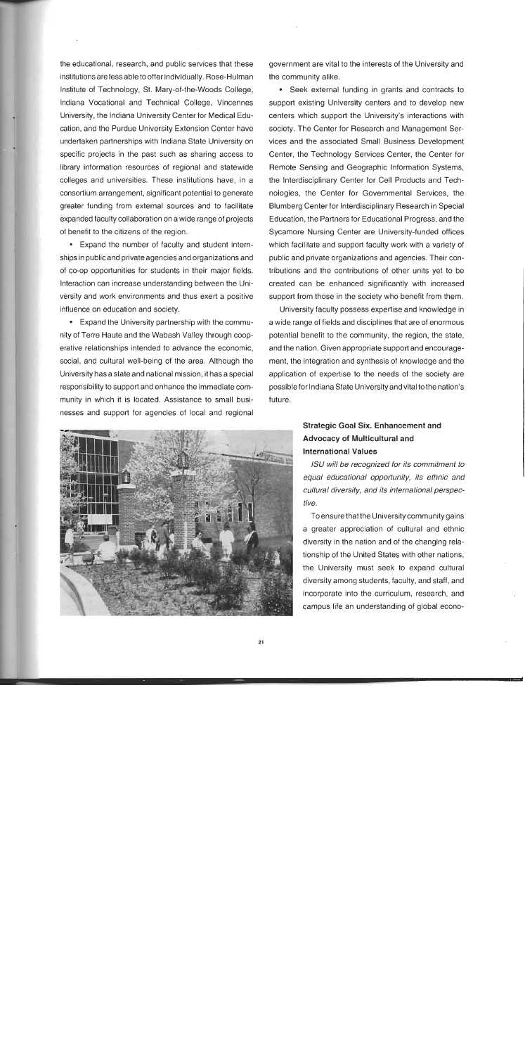the educational, research, and public services that these institutions are less able to offer individually. Rose-Hulman Institute of Technology, St. Mary-of-the-Woods College, Indiana Vocational and Technical College, Vincennes University, the Indiana University Center for Medical Education, and the Purdue University Extension Center have undertaken partnerships with Indiana State University on specific projects in the past such as sharing access to library information resources of regional and statewide colleges and universities. These institutions have, in a consortium arrangement, significant potential to generate greater funding from external sources and to facilitate expanded faculty collaboration on a wide range of projects of benefit to the citizens of the region.

- Expand the number of faculty and student internships in public and private agencies and organizations and of co-op opportunities for students in their major fields. Interaction can increase understanding between the University and work environments and thus exert a positive influence on education and society.

- Expand the University partnership with the community of Terre Haute and the Wabash Valley through cooperative relationships intended to advance the economic, social, and cultural well-being of the area. Although the University has a state and national mission, it has a special responsibility to support and enhance the immediate community in which it is located. Assistance to small businesses and support for agencies of local and regional government are vital to the interests of the University and the community alike.

- Seek external funding in grants and contracts to support existing University centers and to develop new centers which support the University's interactions with society. The Center for Research and Management Services and the associated Small Business Development Center, the Technology Services Center, the Center for Remote Sensing and Geographic Information Systems, the Interdisciplinary Center for Cell Products and Technologies, the Center for Governmental Services, the Blumberg Center for Interdisciplinary Research in Special Education, the Partners for Educational Progress, and the Sycamore Nursing Center are University-funded offices which facilitate and support faculty work with a variety of public and private organizations and agencies. Their contributions and the contributions of other units yet to be created can be enhanced significantly with increased support from those in the society who benefit from them.

University faculty possess expertise and knowledge in a wide range of fields and disciplines that are of enormous potential benefit to the community, the region, the state, and the nation. Given appropriate support and encouragement, the integration and synthesis of knowledge and the application of expertise to the needs of the society are possible for Indiana State University and vital to the nation's future.

### Strategic Goal Six. Enhancement and Advocacy of Multicultural and International Values

*ISU will be recognized for its commitment to equal educational opportunity, its ethnic and cultural diversity, and its international perspective.*

To ensure that the University community gains a greater appreciation of cultural and ethnic diversity in the nation and of the changing relationship of the United States with other nations, the University must seek to expand cultural diversity among students, faculty, and staff, and incorporate into the curriculum, research, and campus life an understanding of global econo-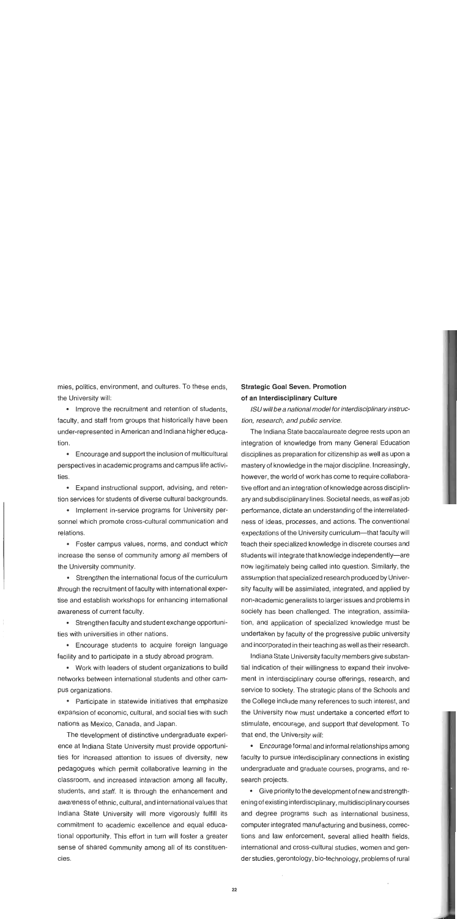mies, politics, environment, and cultures. To these ends, the University will:

- Improve the recruitment and retention of students, faculty, and staff from groups that historically have been under-represented in American and Indiana higher education.
- Encourage and support the inclusion of multicultural perspectives in academic programs and campus life activities.
- Expand instructional support, advising, and retention services for students of diverse cultural backgrounds.
- Implement in-service programs for University personnel which promote cross-cultural communication and relations.
- Foster campus values, norms, and conduct which increase the sense of community among *all* members of the University community.
- Strengthen the international focus of the curriculum through the recruitment of faculty with international expertise and establish workshops for enhancing international awareness of current faculty.
- Strengthen faculty and student exchange opportunities with universities in other nations.
- Encourage students to acquire foreign language facility and to participate in a study abroad program.
- Work with leaders of student organizations to build networks between international students and other campus organizations.
- Participate in statewide initiatives that emphasize expansion of economic, cultural, and social ties with such nations as Mexico, Canada, and Japan.

The development of distinctive undergraduate experience at Indiana State University must provide opportunities for increased attention to issues of diversity, new pedagogues which permit collaborative learning in the classroom, and increased interaction among all faculty, students, and staff. It is through the enhancement and awareness of ethnic, cultural, and international values that Indiana State University will more vigorously fulfill its commitment to academic excellence and equal educational opportunity. This effort in turn will foster a greater sense of shared community among all of its constituencies.

### Strategic Goal Seven. Promotion of an Interdisciplinary Culture

*ISU will be a national model for interdisciplinary instruction, research, and public service.*

The Indiana State baccalaureate degree rests upon an integration of knowledge from many General Education disciplines as preparation for citizenship as well as upon a mastery of knowledge in the major discipline. Increasingly, however, the world of work has come to require collaborative effort and an integration of knowledge across disciplinary and subdisciplinary lines. Societal needs, as *well* as job performance, dictate an understanding of the interrelatedness of ideas, processes, and actions. The conventional expectations of the University curriculum—that faculty will teach their specialized knowledge in discrete courses and students will integrate that knowledge independently—are now legitimately being called into question. Similarly, the assumption that specialized research produced by University faculty will be assimilated, integrated, and applied by non-academic generalists to larger issues and problems in society has been challenged. The integration, assimilation, and application of specialized knowledge must be undertaken by faculty of the progressive public university and incorporated in their teaching as well as their research.

Indiana State University faculty members give substantial indication of their willingness to expand their involvement in interdisciplinary course offerings, research, and service to society. The strategic plans of the Schools and the College include many references to such interest, and the University now must undertake a concerted effort to stimulate, encourage, and support that development. To that end, the University *will*:

- Encourage formal and informal relationships among faculty to pursue interdisciplinary connections in existing undergraduate and graduate courses, programs, and research projects.
- Give priority to the development of new and strengthening of existing interdisciplinary, multidisciplinary courses and degree programs such as international business, computer integrated manufacturing and business, corrections and law enforcement, several allied health fields, international and cross-cultural studies, women and gender studies, gerontology, bio-technology, problems of rural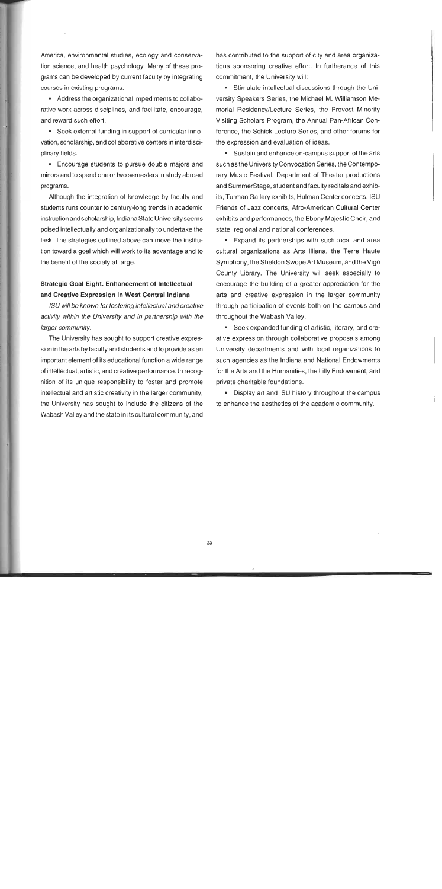America, environmental studies, ecology and conservation science, and health psychology. Many of these programs can be developed by current faculty by integrating courses in existing programs.

- Address the organizational impediments to collaborative work across disciplines, and facilitate, encourage, and reward such effort.
- Seek external funding in support of curricular innovation, scholarship, and collaborative centers in interdisciplinary fields.
- Encourage students to pursue double majors and minors and to spend one or two semesters in study abroad programs.

Although the integration of knowledge by faculty and students runs counter to century-long trends in academic instruction and scholarship, Indiana State University seems poised intellectually and organizationally to undertake the task. The strategies outlined above can move the institution toward a goal which will work to its advantage and to the benefit of the society at large.

### Strategic Goal Eight. Enhancement of Intellectual and Creative Expression in West Central Indiana

*ISU will be known for fostering intellectual and creative activity within the University and in partnership with the larger community.*

The University has sought to support creative expression in the arts by faculty and students and to provide as an important element of its educational function a wide range of intellectual, artistic, and creative performance. In recognition of its unique responsibility to foster and promote intellectual and artistic creativity in the larger community, the University has sought to include the citizens of the Wabash Valley and the state in its cultural community, and has contributed to the support of city and area organizations sponsoring creative effort. In furtherance of this commitment, the University will:

- Stimulate intellectual discussions through the University Speakers Series, the Michael M. Williamson Memorial Residency/Lecture Series, the Provost Minority Visiting Scholars Program, the Annual Pan-African Conference, the Schick Lecture Series, and other forums for the expression and evaluation of ideas.
- Sustain and enhance on-campus support of the arts such as the University Convocation Series, the Contemporary Music Festival, Department of Theater productions and SummerStage, student and faculty recitals and exhibits, Turman Gallery exhibits, Hulman Center concerts, ISU Friends of Jazz concerts, Afro-American Cultural Center exhibits and performances, the Ebony Majestic Choir, and state, regional and national conferences.
- Expand its partnerships with such local and area cultural organizations as Arts Illiana, the Terre Haute Symphony, the Sheldon Swope Art Museum, and the Vigo County Library. The University will seek especially to encourage the building of a greater appreciation for the arts and creative expression in the larger community through participation of events both on the campus and throughout the Wabash Valley.
- Seek expanded funding of artistic, literary, and creative expression through collaborative proposals among University departments and with local organizations to such agencies as the Indiana and National Endowments for the Arts and the Humanities, the Lilly Endowment, and private charitable foundations.
- Display art and ISU history throughout the campus to enhance the aesthetics of the academic community.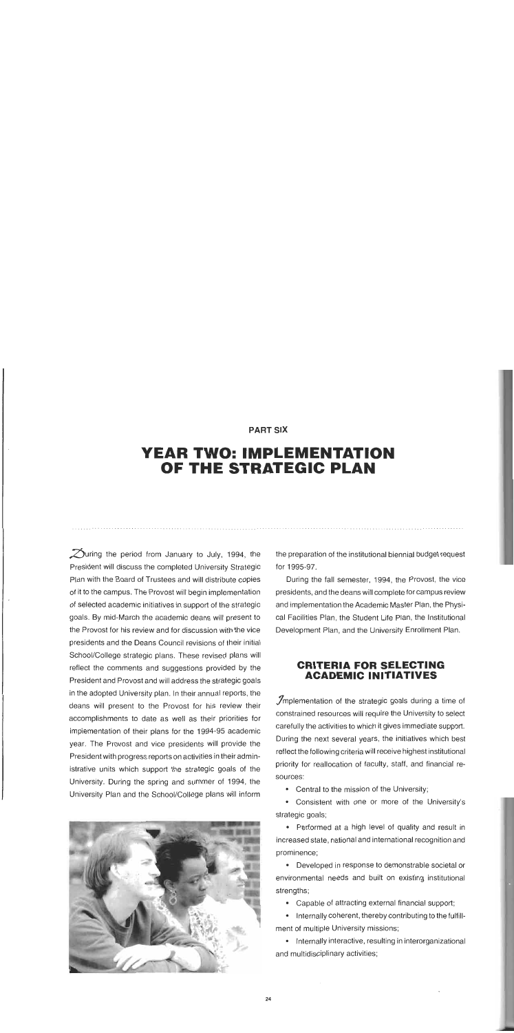PART SIX

# YEAR TWO: IMPLEMENTATION OF THE STRATEGIC PLAN

During the period from January to July, 1994, the President will discuss the completed University Strategic Plan with the Board of Trustees and will distribute copies of it to the campus. The Provost will begin implementation of selected academic initiatives in support of the strategic goals. By mid-March the academic deans will present to the Provost for his review and for discussion with the vice presidents and the Deans Council revisions of their initial School/College strategic plans. These revised plans will reflect the comments and suggestions provided by the President and Provost and will address the strategic goals in the adopted University plan. In their annual reports, the deans will present to the Provost for his review their accomplishments to date as well as their priorities for implementation of their plans for the 1994-95 academic year. The Provost and vice presidents will provide the President with progress reports on activities in their administrative units which support the strategic goals of the University. During the spring and summer of 1994, the University Plan and the School/College plans will inform the preparation of the institutional biennial budget request for 1995-97.

During the fall semester, 1994, the Provost, the vice presidents, and the deans will complete for campus review and implementation the Academic Master Plan, the Physical Facilities Plan, the Student Life Plan, the Institutional Development Plan, and the University Enrollment Plan.

## CRITERIA FOR SELECTING ACADEMIC INITIATIVES

Implementation of the strategic goals during a time of constrained resources will require the University to select carefully the activities to which it gives immediate support. During the next several years, the initiatives which best reflect the following criteria will receive highest institutional priority for reallocation of faculty, staff, and financial resources:

- Central to the mission of the University;
- Consistent with one or more of the University's strategic goals;
- Performed at a high level of quality and result in increased state, national and international recognition and prominence;
- Developed in response to demonstrable societal or environmental needs and built on existing institutional strengths;
- Capable of attracting external financial support;
- Internally coherent, thereby contributing to the fulfillment of multiple University missions;
- Internally interactive, resulting in interorganizational and multidisciplinary activities;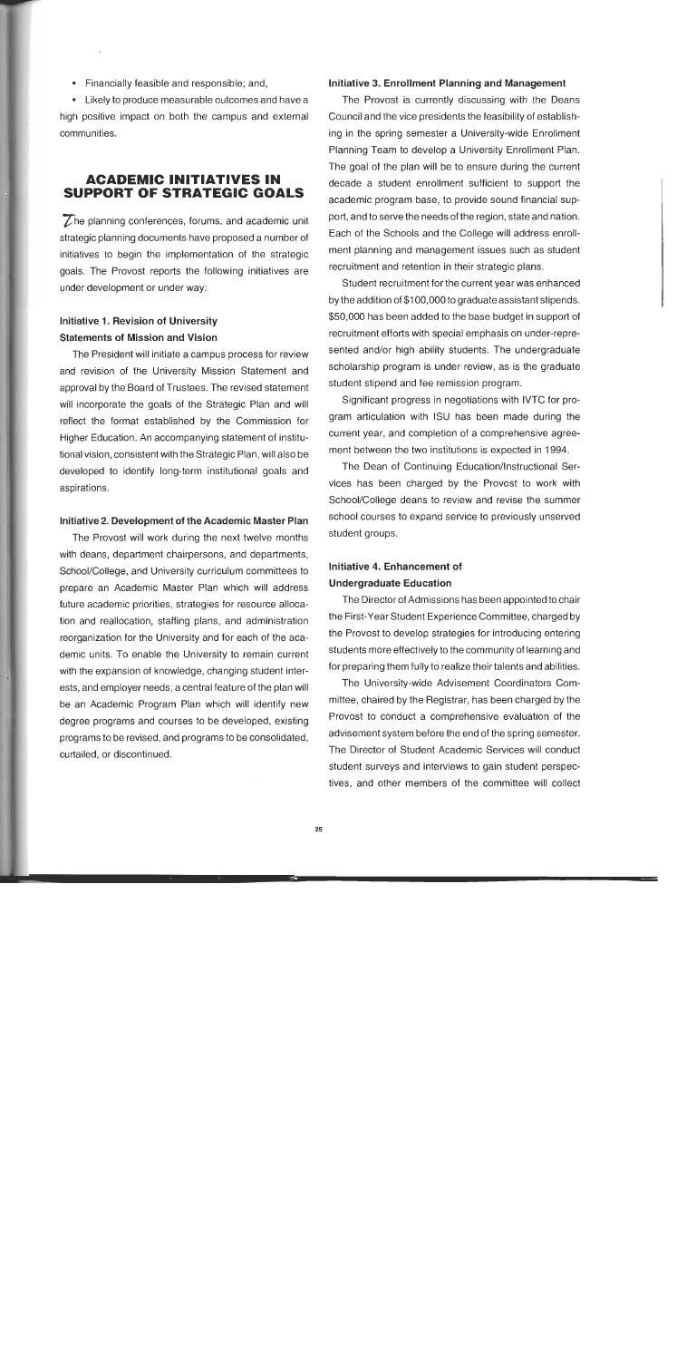- Financially feasible and responsible; and,
- Likely to produce measurable outcomes and have a high positive impact on both the campus and external communities.

## ACADEMIC INITIATIVES IN SUPPORT OF STRATEGIC GOALS

The planning conferences, forums, and academic unit strategic planning documents have proposed a number of initiatives to begin the implementation of the strategic goals. The Provost reports the following initiatives are under development or under way:

### Initiative 1. Revision of University Statements of Mission and Vision

The President will initiate a campus process for review and revision of the University Mission Statement and approval by the Board of Trustees. The revised statement will incorporate the goals of the Strategic Plan and will reflect the format established by the Commission for Higher Education. An accompanying statement of institutional vision, consistent with the Strategic Plan, will also be developed to identify long-term institutional goals and aspirations.

### Initiative 2. Development of the Academic Master Plan

The Provost will work during the next twelve months with deans, department chairpersons, and departments, School/College, and University curriculum committees to prepare an Academic Master Plan which will address future academic priorities, strategies for resource allocation and reallocation, staffing plans, and administration reorganization for the University and for each of the academic units. To enable the University to remain current with the expansion of knowledge, changing student interests, and employer needs, a central feature of the plan will be an Academic Program Plan which will identify new degree programs and courses to be developed, existing programs to be revised, and programs to be consolidated, curtailed, or discontinued.

### Initiative 3. Enrollment Planning and Management

The Provost is currently discussing with the Deans Council and the vice presidents the feasibility of establishing in the spring semester a University-wide Enrollment Planning Team to develop a University Enrollment Plan. The goal of the plan will be to ensure during the current decade a student enrollment sufficient to support the academic program base, to provide sound financial support, and to serve the needs of the region, state and nation. Each of the Schools and the College will address enrollment planning and management issues such as student recruitment and retention in their strategic plans.

Student recruitment for the current year was enhanced by the addition of $100,000 to graduate assistant stipends. $50,000 has been added to the base budget in support of recruitment efforts with special emphasis on under-represented and/or high ability students. The undergraduate scholarship program is under review, as is the graduate student stipend and fee remission program.

Significant progress in negotiations with IVTC for program articulation with ISU has been made during the current year, and completion of a comprehensive agreement between the two institutions is expected in 1994.

The Dean of Continuing Education/Instructional Services has been charged by the Provost to work with School/College deans to review and revise the summer school courses to expand service to previously unserved student groups.

### Initiative 4. Enhancement of Undergraduate Education

The Director of Admissions has been appointed to chair the First-Year Student Experience Committee, charged by the Provost to develop strategies for introducing entering students more effectively to the community of learning and for preparing them fully to realize their talents and abilities.

The University-wide Advisement Coordinators Committee, chaired by the Registrar, has been charged by the Provost to conduct a comprehensive evaluation of the advisement system before the end of the spring semester. The Director of Student Academic Services will conduct student surveys and interviews to gain student perspectives, and other members of the committee will collect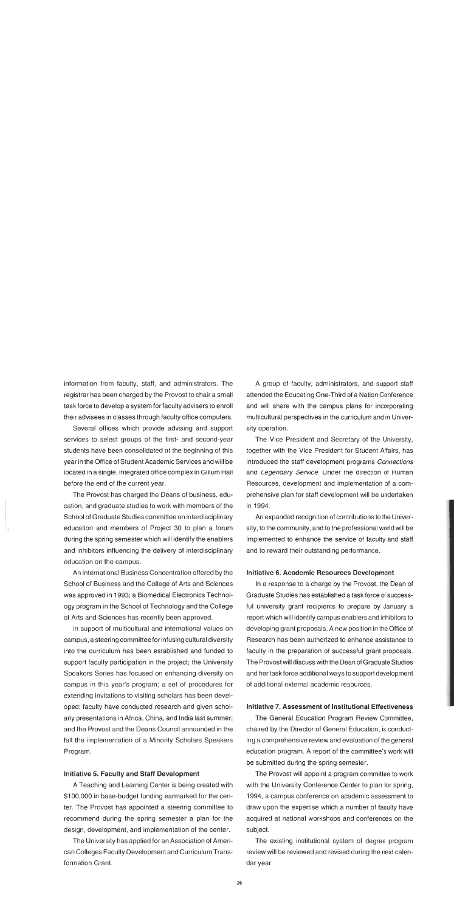information from faculty, staff, and administrators. The registrar has been charged by the Provost to chair a small task force to develop a system for faculty advisers to enroll their advisees in classes through faculty office computers.

Several offices which provide advising and support services to select groups of the first- and second-year students have been consolidated at the beginning of this year in the Office of Student Academic Services and will be located in a single, integrated office complex in Gillum Hall before the end of the current year.

The Provost has charged the Deans of business, education, and graduate studies to work with members of the School of Graduate Studies committee on interdisciplinary education and members of Project 30 to plan a forum during the spring semester which will identify the enablers and inhibitors influencing the delivery of interdisciplinary education on the campus.

An International Business Concentration offered by the School of Business and the College of Arts and Sciences was approved in 1993; a Biomedical Electronics Technology program in the School of Technology and the College of Arts and Sciences has recently been approved.

In support of multicultural and international values on campus, a steering committee for infusing cultural diversity into the curriculum has been established and funded to support faculty participation in the project; the University Speakers Series has focused on enhancing diversity on campus in this year's program; a set of procedures for extending invitations to visiting scholars has been developed; faculty have conducted research and given scholarly presentations in Africa, China, and India last summer; and the Provost and the Deans Council announced in the fall the implementation of a Minority Scholars Speakers Program.

#### Initiative 5. Faculty and Staff Development

A Teaching and Learning Center is being created with $100,000 in base-budget funding earmarked for the center. The Provost has appointed a steering committee to recommend during the spring semester a plan for the design, development, and implementation of the center.

The University has applied for an Association of American Colleges Faculty Development and Curriculum Transformation Grant.

A group of faculty, administrators, and support staff attended the Educating One-Third of a Nation Conference and will share with the campus plans for incorporating multicultural perspectives in the curriculum and in University operation.

The Vice President and Secretary of the University, together with the Vice President for Student Affairs, has introduced the staff development programs *Connections* and *Legendary Service*. Under the direction of Human Resources, development and implementation of a comprehensive plan for staff development will be undertaken in 1994.

An expanded recognition of contributions to the University, to the community, and to the professional world will be implemented to enhance the service of faculty and staff and to reward their outstanding performance.

#### Initiative 6. Academic Resources Development

In a response to a charge by the Provost, the Dean of Graduate Studies has established a task force of successful university grant recipients to prepare by January a report which will identify campus enablers and inhibitors to developing grant proposals. A new position in the Office of Research has been authorized to enhance assistance to faculty in the preparation of successful grant proposals. The Provost will discuss with the Dean of Graduate Studies and her task force additional ways to support development of additional external academic resources.

#### Initiative 7. Assessment of Institutional Effectiveness

The General Education Program Review Committee, chaired by the Director of General Education, is conducting a comprehensive review and evaluation of the general education program. A report of the committee's work will be submitted during the spring semester.

The Provost will appoint a program committee to work with the University Conference Center to plan for spring, 1994, a campus conference on academic assessment to draw upon the expertise which a number of faculty have acquired at national workshops and conferences on the subject.

The existing institutional system of degree program review will be reviewed and revised during the next calendar year.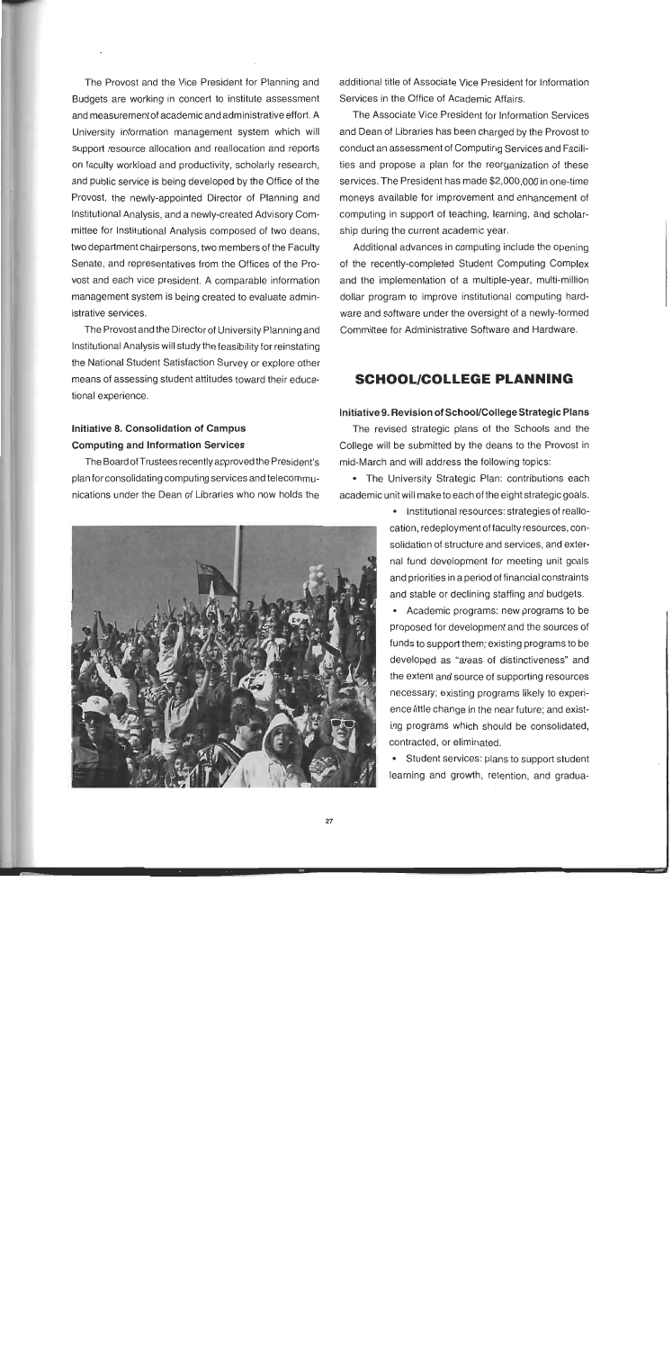The Provost and the Vice President for Planning and Budgets are working in concert to institute assessment and measurement of academic and administrative effort. A University information management system which will support resource allocation and reallocation and reports on faculty workload and productivity, scholarly research, and public service is being developed by the Office of the Provost, the newly-appointed Director of Planning and Institutional Analysis, and a newly-created Advisory Committee for Institutional Analysis composed of two deans, two department chairpersons, two members of the Faculty Senate, and representatives from the Offices of the Provost and each vice president. A comparable information management system is being created to evaluate administrative services.

The Provost and the Director of University Planning and Institutional Analysis will study the feasibility for reinstating the National Student Satisfaction Survey or explore other means of assessing student attitudes toward their educational experience.

#### Initiative 8. Consolidation of Campus Computing and Information Services

The Board of Trustees recently approved the President's plan for consolidating computing services and telecommunications under the Dean of Libraries who now holds the additional title of Associate Vice President for Information Services in the Office of Academic Affairs.

The Associate Vice President for Information Services and Dean of Libraries has been charged by the Provost to conduct an assessment of Computing Services and Facilities and propose a plan for the reorganization of these services. The President has made $2,000,000 in one-time moneys available for improvement and enhancement of computing in support of teaching, learning, and scholarship during the current academic year.

Additional advances in computing include the opening of the recently-completed Student Computing Complex and the implementation of a multiple-year, multi-million dollar program to improve institutional computing hardware and software under the oversight of a newly-formed Committee for Administrative Software and Hardware.

## SCHOOL/COLLEGE PLANNING

#### Initiative 9. Revision of School/College Strategic Plans

The revised strategic plans of the Schools and the College will be submitted by the deans to the Provost in mid-March and will address the following topics:

- The University Strategic Plan: contributions each academic unit will make to each of the eight strategic goals.
- Institutional resources: strategies of reallocation, redeployment of faculty resources, consolidation of structure and services, and external fund development for meeting unit goals and priorities in a period of financial constraints and stable or declining staffing and budgets.
- Academic programs: new programs to be proposed for development and the sources of funds to support them; existing programs to be developed as "areas of distinctiveness" and the extent and source of supporting resources necessary; existing programs likely to experience little change in the near future; and existing programs which should be consolidated, contracted, or eliminated.
- Student services: plans to support student learning and growth, retention, and gradua-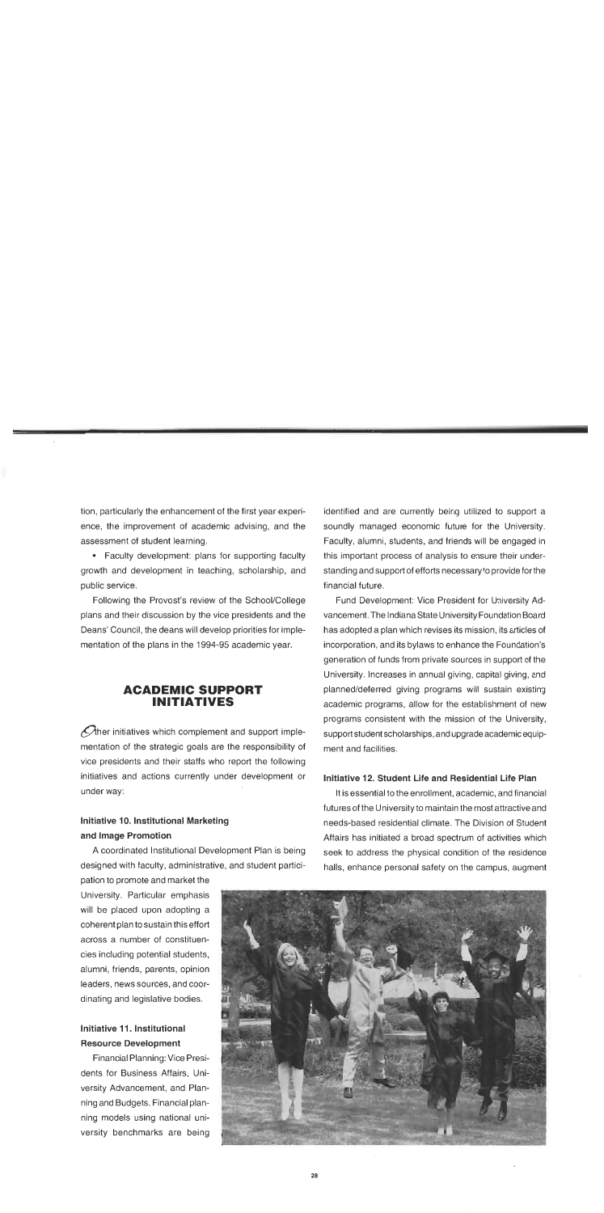tion, particularly the enhancement of the first year experience, the improvement of academic advising, and the assessment of student learning.

- Faculty development: plans for supporting faculty growth and development in teaching, scholarship, and public service.

Following the Provost's review of the School/College plans and their discussion by the vice presidents and the Deans' Council, the deans will develop priorities for implementation of the plans in the 1994-95 academic year.

## ACADEMIC SUPPORT INITIATIVES

Other initiatives which complement and support implementation of the strategic goals are the responsibility of vice presidents and their staffs who report the following initiatives and actions currently under development or under way:

### Initiative 10. Institutional Marketing and Image Promotion

A coordinated Institutional Development Plan is being designed with faculty, administrative, and student participation to promote and market the University. Particular emphasis will be placed upon adopting a coherent plan to sustain this effort across a number of constituencies including potential students, alumni, friends, parents, opinion leaders, news sources, and coordinating and legislative bodies.

### Initiative 11. Institutional Resource Development

Financial Planning: Vice Presidents for Business Affairs, University Advancement, and Planning and Budgets. Financial planning models using national university benchmarks are being identified and are currently being utilized to support a soundly managed economic future for the University. Faculty, alumni, students, and friends will be engaged in this important process of analysis to ensure their understanding and support of efforts necessary to provide for the financial future.

Fund Development: Vice President for University Advancement. The Indiana State University Foundation Board has adopted a plan which revises its mission, its articles of incorporation, and its bylaws to enhance the Foundation's generation of funds from private sources in support of the University. Increases in annual giving, capital giving, and planned/deferred giving programs will sustain existing academic programs, allow for the establishment of new programs consistent with the mission of the University, support student scholarships, and upgrade academic equipment and facilities.

### Initiative 12. Student Life and Residential Life Plan

It is essential to the enrollment, academic, and financial futures of the University to maintain the most attractive and needs-based residential climate. The Division of Student Affairs has initiated a broad spectrum of activities which seek to address the physical condition of the residence halls, enhance personal safety on the campus, augment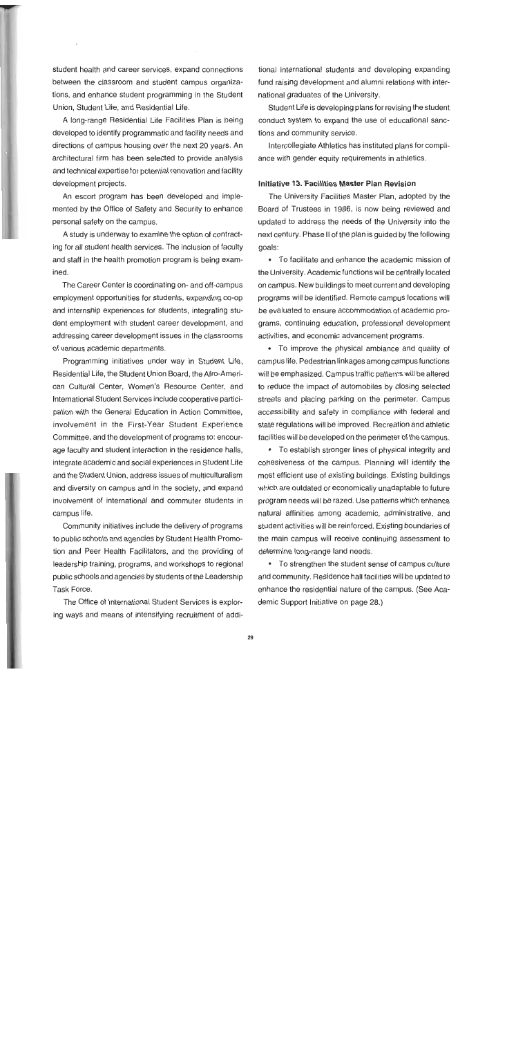student health and career services, expand connections between the classroom and student campus organizations, and enhance student programming in the Student Union, Student Life, and Residential Life.

A long-range Residential Life Facilities Plan is being developed to identify programmatic and facility needs and directions of campus housing over the next 20 years. An architectural firm has been selected to provide analysis and technical expertise for potential renovation and facility development projects.

An escort program has been developed and implemented by the Office of Safety and Security to enhance personal safety on the campus.

A study is underway to examine the option of contracting for all student health services. The inclusion of faculty and staff in the health promotion program is being examined.

The Career Center is coordinating on- and off-campus employment opportunities for students, expanding co-op and internship experiences for students, integrating student employment with student career development, and addressing career development issues in the classrooms of various academic departments.

Programming initiatives under way in Student Life, Residential Life, the Student Union Board, the Afro-American Cultural Center, Women's Resource Center, and International Student Services include cooperative participation with the General Education in Action Committee, involvement in the First-Year Student Experience Committee, and the development of programs to: encourage faculty and student interaction in the residence halls, integrate academic and social experiences in Student Life and the Student Union, address issues of multiculturalism and diversity on campus and in the society, and expand involvement of international and commuter students in campus life.

Community initiatives include the delivery of programs to public schools and agencies by Student Health Promotion and Peer Health Facilitators, and the providing of leadership training, programs, and workshops to regional public schools and agencies by students of the Leadership Task Force.

The Office of International Student Services is exploring ways and means of intensifying recruitment of additional international students and developing expanding fund raising development and alumni relations with international graduates of the University.

Student Life is developing plans for revising the student conduct system to expand the use of educational sanctions and community service.

Intercollegiate Athletics has instituted plans for compliance with gender equity requirements in athletics.

#### Initiative 13. Facilities Master Plan Revision

The University Facilities Master Plan, adopted by the Board of Trustees in 1986, is now being reviewed and updated to address the needs of the University into the next century. Phase II of the plan is guided by the following goals:

- To facilitate and enhance the academic mission of the University. Academic functions will be centrally located on campus. New buildings to meet current and developing programs will be identified. Remote campus locations will be evaluated to ensure accommodation of academic programs, continuing education, professional development activities, and economic advancement programs.

- To improve the physical ambiance and quality of campus life. Pedestrian linkages among campus functions will be emphasized. Campus traffic patterns will be altered to reduce the impact of automobiles by closing selected streets and placing parking on the perimeter. Campus accessibility and safety in compliance with federal and state regulations will be improved. Recreation and athletic facilities will be developed on the perimeter of the campus.

- To establish stronger lines of physical integrity and cohesiveness of the campus. Planning will identify the most efficient use of existing buildings. Existing buildings which are outdated or economically unadaptable to future program needs will be razed. Use patterns which enhance natural affinities among academic, administrative, and student activities will be reinforced. Existing boundaries of the main campus will receive continuing assessment to determine long-range land needs.

- To strengthen the student sense of campus culture and community. Residence hall facilities will be updated to enhance the residential nature of the campus. (See Academic Support Initiative on page 28.)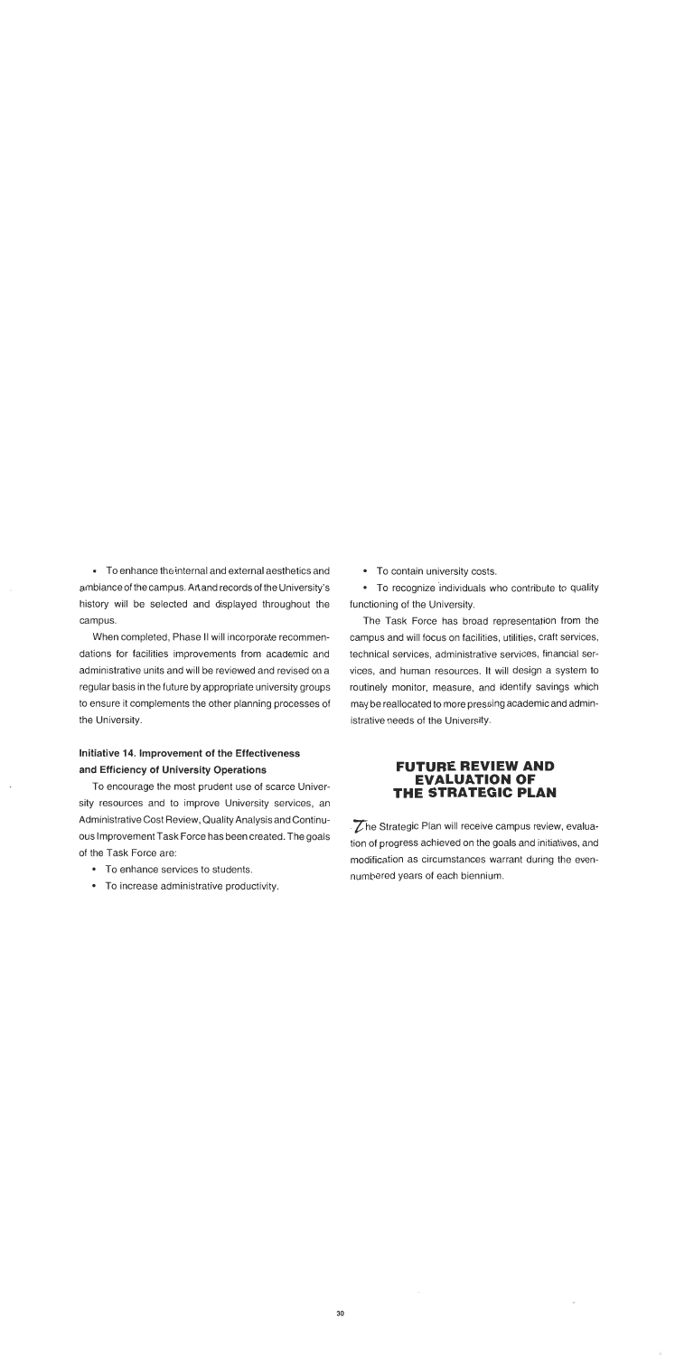- To enhance the internal and external aesthetics and ambiance of the campus. Art and records of the University's history will be selected and displayed throughout the campus.

When completed, Phase II will incorporate recommendations for facilities improvements from academic and administrative units and will be reviewed and revised on a regular basis in the future by appropriate university groups to ensure it complements the other planning processes of the University.

### Initiative 14. Improvement of the Effectiveness and Efficiency of University Operations

To encourage the most prudent use of scarce University resources and to improve University services, an Administrative Cost Review, Quality Analysis and Continuous Improvement Task Force has been created. The goals of the Task Force are:

- To enhance services to students.
- To increase administrative productivity.
- To contain university costs.
- To recognize individuals who contribute to quality functioning of the University.

The Task Force has broad representation from the campus and will focus on facilities, utilities, craft services, technical services, administrative services, financial services, and human resources. It will design a system to routinely monitor, measure, and identify savings which may be reallocated to more pressing academic and administrative needs of the University.

## FUTURE REVIEW AND EVALUATION OF THE STRATEGIC PLAN

The Strategic Plan will receive campus review, evaluation of progress achieved on the goals and initiatives, and modification as circumstances warrant during the even-numbered years of each biennium.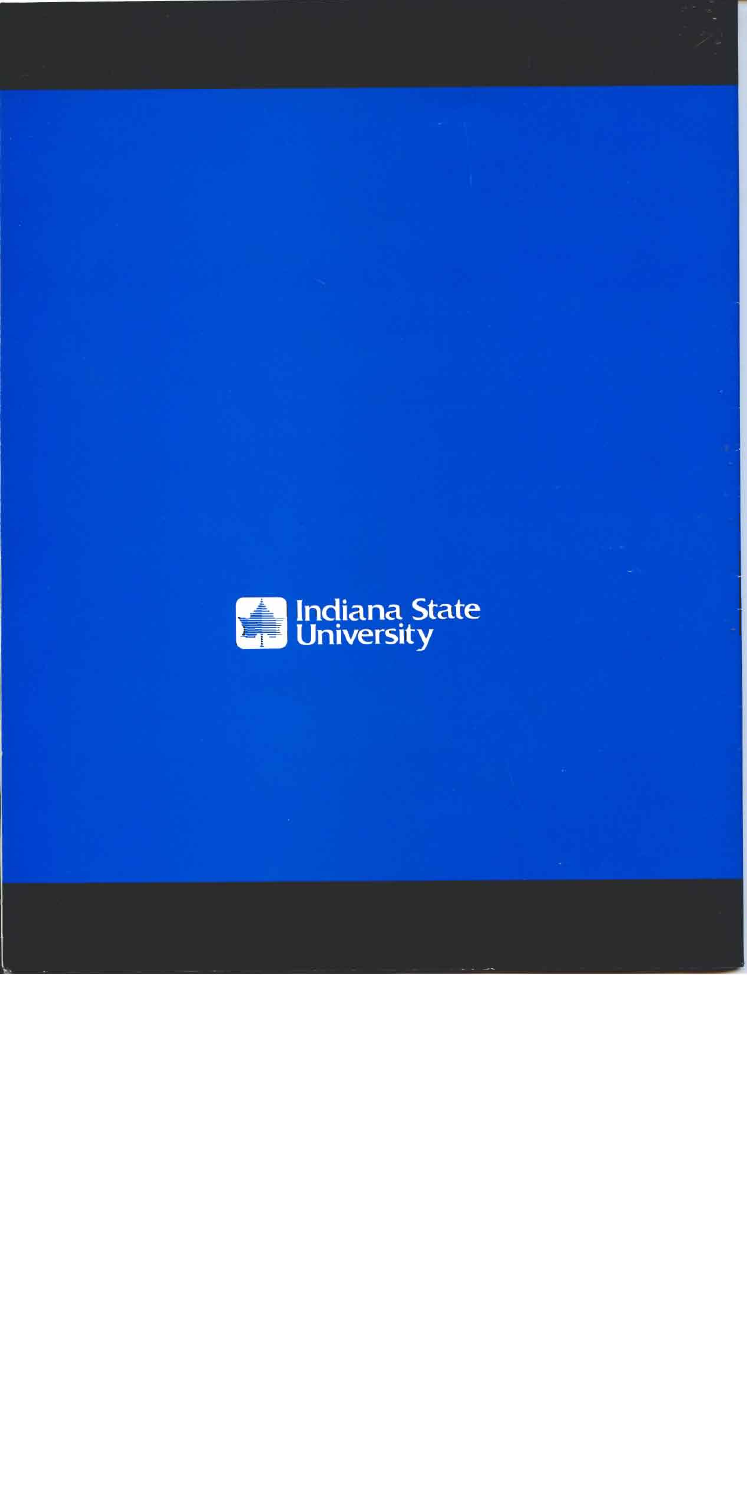Indiana State University